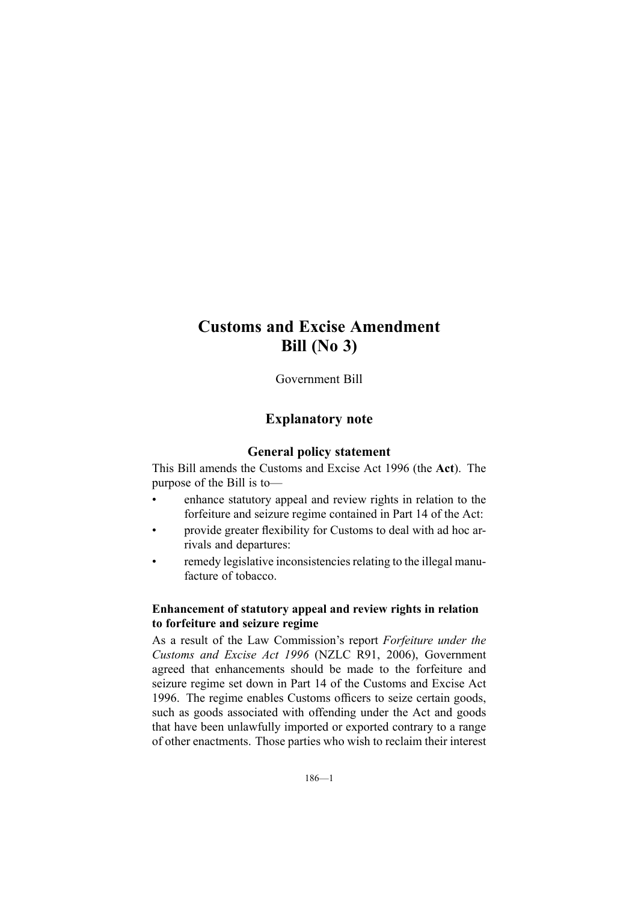# Customs and Excise Amendment Bill (No 3)

Government Bill

## Explanatory note

### General policy statement

This Bill amends the Customs and Excise Act 1996 (the **Act**). The purpose of the Bill is to—

- enhance statutory appeal and review rights in relation to the forfeiture and seizure regime contained in Part 14 of the Act:
- provide greater flexibility for Customs to deal with ad hoc arrivals and departures:
- remedy legislative inconsistencies relating to the illegal manufacture of tobacco.

#### Enhancement of statutory appeal and review rights in relation to forfeiture and seizure regime

As a result of the Law Commission's report *Forfeiture under the Customs and Excise Act 1996* (NZLC R91, 2006), Government agreed that enhancements should be made to the forfeiture and seizure regime set down in Part 14 of the Customs and Excise Act 1996. The regime enables Customs officers to seize certain goods, such as goods associated with offending under the Act and goods that have been unlawfully imported or exported contrary to a range of other enactments. Those parties who wish to reclaim their interest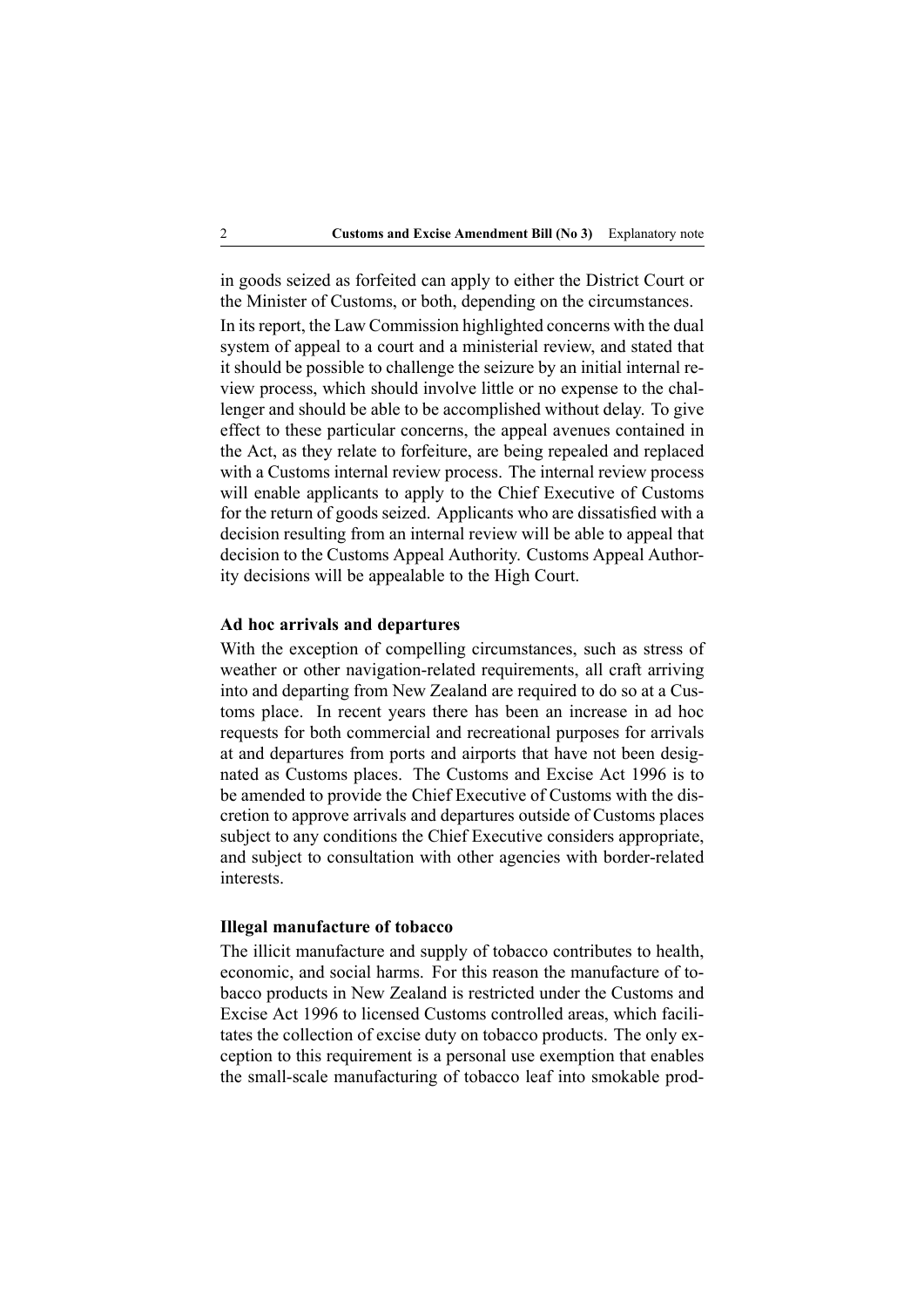in goods seized as forfeited can apply to either the District Court or the Minister of Customs, or both, depending on the circumstances.

In its report, the Law Commission highlighted concerns with the dual system of appeal to a court and a ministerial review, and stated that it should be possible to challenge the seizure by an initial internal review process, which should involve little or no expense to the challenger and should be able to be accomplished without delay. To give effect to these particular concerns, the appeal avenues contained in the Act, as they relate to forfeiture, are being repealed and replaced with a Customs internal review process. The internal review process will enable applicants to apply to the Chief Executive of Customs for the return of goods seized. Applicants who are dissatisfied with a decision resulting from an internal review will be able to appeal that decision to the Customs Appeal Authority. Customs Appeal Authority decisions will be appealable to the High Court.

### Ad hoc arrivals and departures

With the exception of compelling circumstances, such as stress of weather or other navigation-related requirements, all craft arriving into and departing from New Zealand are required to do so at a Customs place. In recent years there has been an increase in ad hoc requests for both commercial and recreational purposes for arrivals at and departures from ports and airports that have not been designated as Customs places. The Customs and Excise Act 1996 is to be amended to provide the Chief Executive of Customs with the discretion to approve arrivals and departures outside of Customs places subject to any conditions the Chief Executive considers appropriate, and subject to consultation with other agencies with border-related interests.

### Illegal manufacture of tobacco

The illicit manufacture and supply of tobacco contributes to health, economic, and social harms. For this reason the manufacture of tobacco products in New Zealand is restricted under the Customs and Excise Act 1996 to licensed Customs controlled areas, which facilitates the collection of excise duty on tobacco products. The only exception to this requirement is a personal use exemption that enables the small-scale manufacturing of tobacco leaf into smokable prod-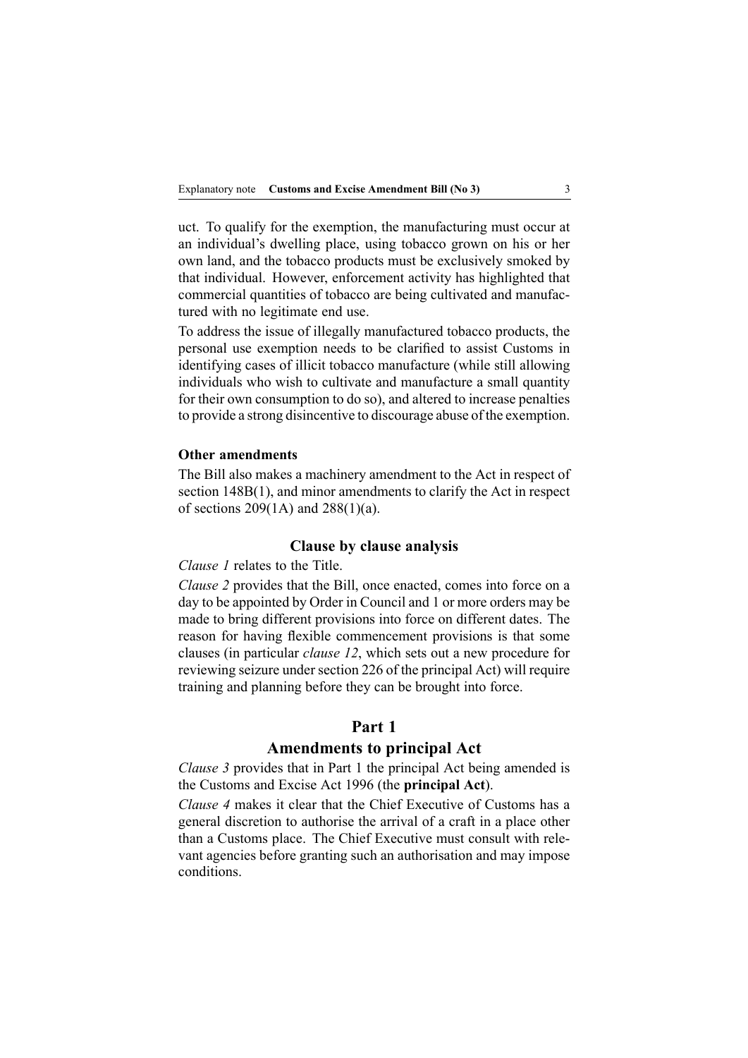uct. To qualify for the exemption, the manufacturing must occur at an individual's dwelling place, using tobacco grown on his or her own land, and the tobacco products must be exclusively smoked by that individual. However, enforcement activity has highlighted that commercial quantities of tobacco are being cultivated and manufactured with no legitimate end use.

To address the issue of illegally manufactured tobacco products, the personal use exemption needs to be clarified to assist Customs in identifying cases of illicit tobacco manufacture (while still allowing individuals who wish to cultivate and manufacture a small quantity for their own consumption to do so), and altered to increase penalties to provide a strong disincentive to discourage abuse of the exemption.

#### Other amendments

The Bill also makes a machinery amendment to the Act in respect of section 148B(1), and minor amendments to clarify the Act in respect of sections 209(1A) and 288(1)(a).

### Clause by clause analysis

*Clause 1* relates to the Title.

*Clause 2* provides that the Bill, once enacted, comes into force on a day to be appointed by Order in Council and 1 or more orders may be made to bring different provisions into force on different dates. The reason for having flexible commencement provisions is that some clauses (in particular *clause 12*, which sets out a new procedure for reviewing seizure under section 226 of the principal Act) will require training and planning before they can be brought into force.

## Part 1
## Amendments to principal Act

*Clause 3* provides that in Part 1 the principal Act being amended is the Customs and Excise Act 1996 (the **principal Act**).

*Clause 4* makes it clear that the Chief Executive of Customs has a general discretion to authorise the arrival of a craft in a place other than a Customs place. The Chief Executive must consult with relevant agencies before granting such an authorisation and may impose conditions.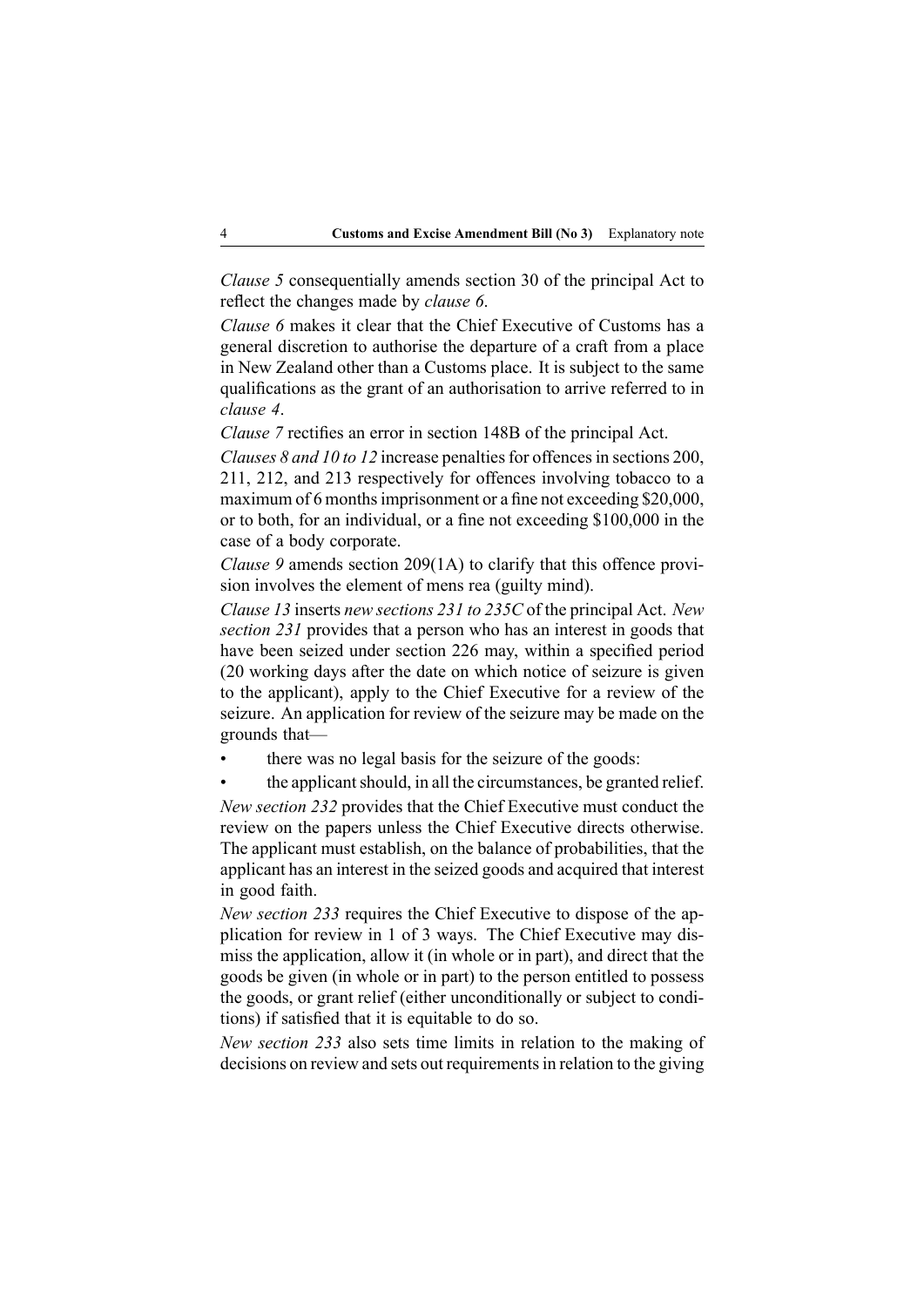*Clause 5* consequentially amends section 30 of the principal Act to reflect the changes made by *clause 6*.

*Clause 6* makes it clear that the Chief Executive of Customs has a general discretion to authorise the departure of a craft from a place in New Zealand other than a Customs place. It is subject to the same qualifications as the grant of an authorisation to arrive referred to in *clause 4*.

*Clause 7* rectifies an error in section 148B of the principal Act.

*Clauses 8 and 10 to 12* increase penalties for offences in sections 200, 211, 212, and 213 respectively for offences involving tobacco to a maximum of 6 months imprisonment or a fine not exceeding $20,000, or to both, for an individual, or a fine not exceeding $100,000 in the case of a body corporate.

*Clause 9* amends section 209(1A) to clarify that this offence provision involves the element of mens rea (guilty mind).

*Clause 13* inserts *new sections 231 to 235C* of the principal Act. *New section 231* provides that a person who has an interest in goods that have been seized under section 226 may, within a specified period (20 working days after the date on which notice of seizure is given to the applicant), apply to the Chief Executive for a review of the seizure. An application for review of the seizure may be made on the grounds that—

- there was no legal basis for the seizure of the goods:
- the applicant should, in all the circumstances, be granted relief.

*New section 232* provides that the Chief Executive must conduct the review on the papers unless the Chief Executive directs otherwise. The applicant must establish, on the balance of probabilities, that the applicant has an interest in the seized goods and acquired that interest in good faith.

*New section 233* requires the Chief Executive to dispose of the application for review in 1 of 3 ways. The Chief Executive may dismiss the application, allow it (in whole or in part), and direct that the goods be given (in whole or in part) to the person entitled to possess the goods, or grant relief (either unconditionally or subject to conditions) if satisfied that it is equitable to do so.

*New section 233* also sets time limits in relation to the making of decisions on review and sets out requirements in relation to the giving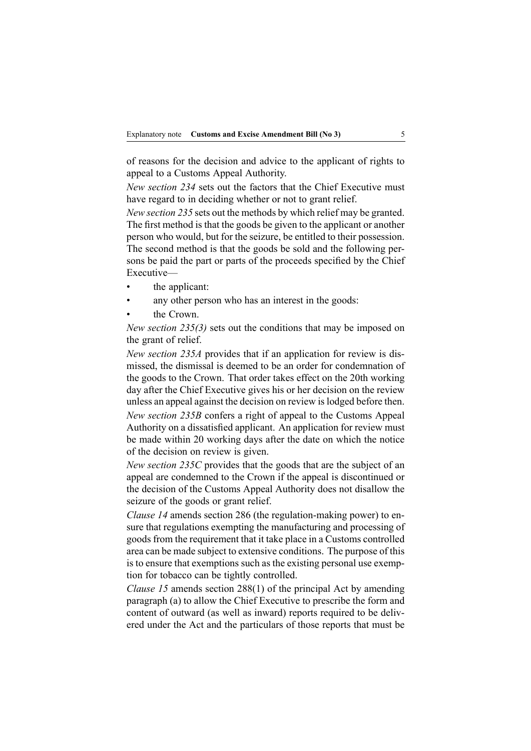of reasons for the decision and advice to the applicant of rights to appeal to a Customs Appeal Authority.

*New section 234* sets out the factors that the Chief Executive must have regard to in deciding whether or not to grant relief.

*New section 235* sets out the methods by which relief may be granted. The first method is that the goods be given to the applicant or another person who would, but for the seizure, be entitled to their possession. The second method is that the goods be sold and the following persons be paid the part or parts of the proceeds specified by the Chief Executive—

- the applicant:
- any other person who has an interest in the goods:
- the Crown.

*New section 235(3)* sets out the conditions that may be imposed on the grant of relief.

*New section 235A* provides that if an application for review is dismissed, the dismissal is deemed to be an order for condemnation of the goods to the Crown. That order takes effect on the 20th working day after the Chief Executive gives his or her decision on the review unless an appeal against the decision on review is lodged before then.

*New section 235B* confers a right of appeal to the Customs Appeal Authority on a dissatisfied applicant. An application for review must be made within 20 working days after the date on which the notice of the decision on review is given.

*New section 235C* provides that the goods that are the subject of an appeal are condemned to the Crown if the appeal is discontinued or the decision of the Customs Appeal Authority does not disallow the seizure of the goods or grant relief.

*Clause 14* amends section 286 (the regulation-making power) to ensure that regulations exempting the manufacturing and processing of goods from the requirement that it take place in a Customs controlled area can be made subject to extensive conditions. The purpose of this is to ensure that exemptions such as the existing personal use exemption for tobacco can be tightly controlled.

*Clause 15* amends section 288(1) of the principal Act by amending paragraph (a) to allow the Chief Executive to prescribe the form and content of outward (as well as inward) reports required to be delivered under the Act and the particulars of those reports that must be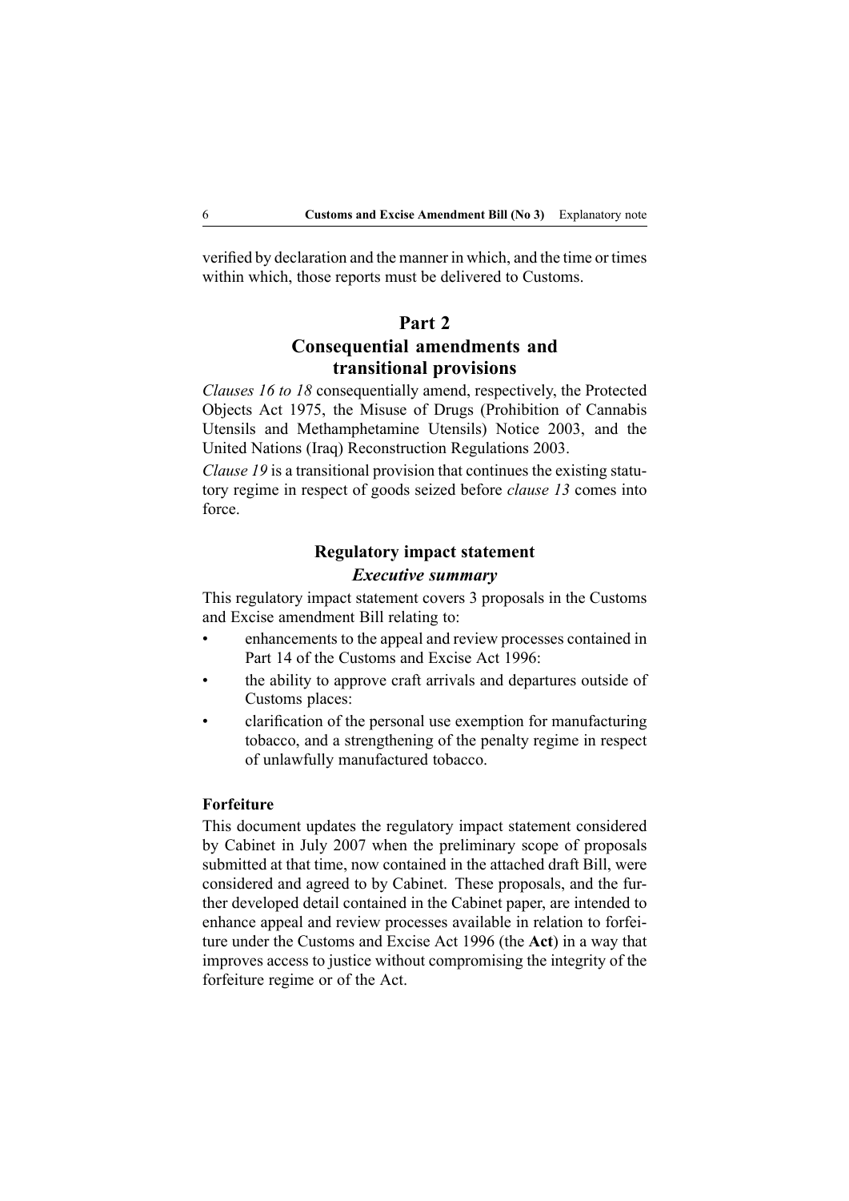verified by declaration and the manner in which, and the time or times within which, those reports must be delivered to Customs.

## Part 2
## Consequential amendments and transitional provisions

*Clauses 16 to 18* consequentially amend, respectively, the Protected Objects Act 1975, the Misuse of Drugs (Prohibition of Cannabis Utensils and Methamphetamine Utensils) Notice 2003, and the United Nations (Iraq) Reconstruction Regulations 2003.

*Clause 19* is a transitional provision that continues the existing statutory regime in respect of goods seized before *clause 13* comes into force.

### Regulatory impact statement

#### *Executive summary*

This regulatory impact statement covers 3 proposals in the Customs and Excise amendment Bill relating to:

- enhancements to the appeal and review processes contained in Part 14 of the Customs and Excise Act 1996:
- the ability to approve craft arrivals and departures outside of Customs places:
- clarification of the personal use exemption for manufacturing tobacco, and a strengthening of the penalty regime in respect of unlawfully manufactured tobacco.

**Forfeiture**

This document updates the regulatory impact statement considered by Cabinet in July 2007 when the preliminary scope of proposals submitted at that time, now contained in the attached draft Bill, were considered and agreed to by Cabinet. These proposals, and the further developed detail contained in the Cabinet paper, are intended to enhance appeal and review processes available in relation to forfeiture under the Customs and Excise Act 1996 (the **Act**) in a way that improves access to justice without compromising the integrity of the forfeiture regime or of the Act.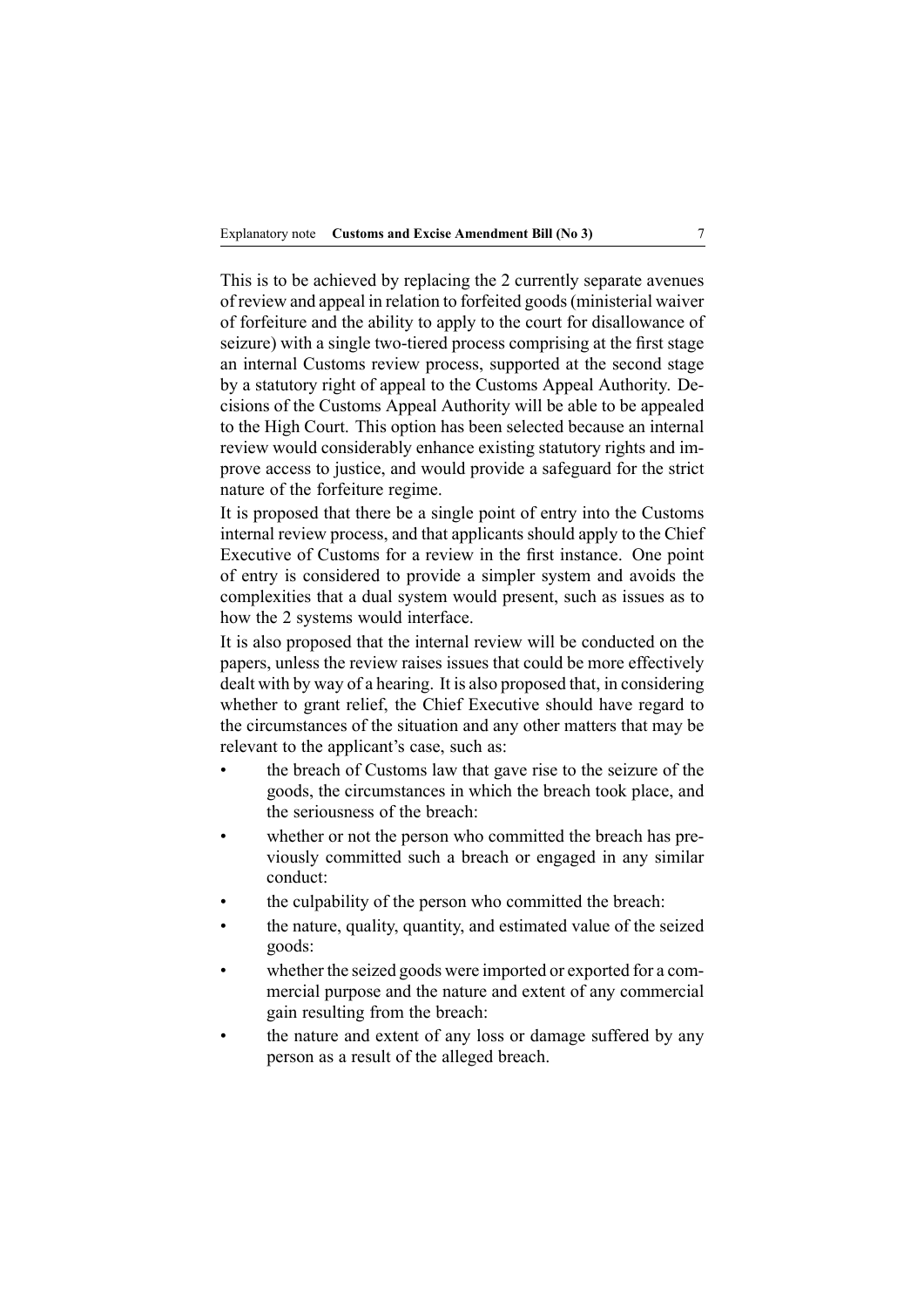This is to be achieved by replacing the 2 currently separate avenues of review and appeal in relation to forfeited goods (ministerial waiver of forfeiture and the ability to apply to the court for disallowance of seizure) with a single two-tiered process comprising at the first stage an internal Customs review process, supported at the second stage by a statutory right of appeal to the Customs Appeal Authority. Decisions of the Customs Appeal Authority will be able to be appealed to the High Court. This option has been selected because an internal review would considerably enhance existing statutory rights and improve access to justice, and would provide a safeguard for the strict nature of the forfeiture regime.

It is proposed that there be a single point of entry into the Customs internal review process, and that applicants should apply to the Chief Executive of Customs for a review in the first instance. One point of entry is considered to provide a simpler system and avoids the complexities that a dual system would present, such as issues as to how the 2 systems would interface.

It is also proposed that the internal review will be conducted on the papers, unless the review raises issues that could be more effectively dealt with by way of a hearing. It is also proposed that, in considering whether to grant relief, the Chief Executive should have regard to the circumstances of the situation and any other matters that may be relevant to the applicant's case, such as:

- the breach of Customs law that gave rise to the seizure of the goods, the circumstances in which the breach took place, and the seriousness of the breach:
- whether or not the person who committed the breach has previously committed such a breach or engaged in any similar conduct:
- the culpability of the person who committed the breach:
- the nature, quality, quantity, and estimated value of the seized goods:
- whether the seized goods were imported or exported for a commercial purpose and the nature and extent of any commercial gain resulting from the breach:
- the nature and extent of any loss or damage suffered by any person as a result of the alleged breach.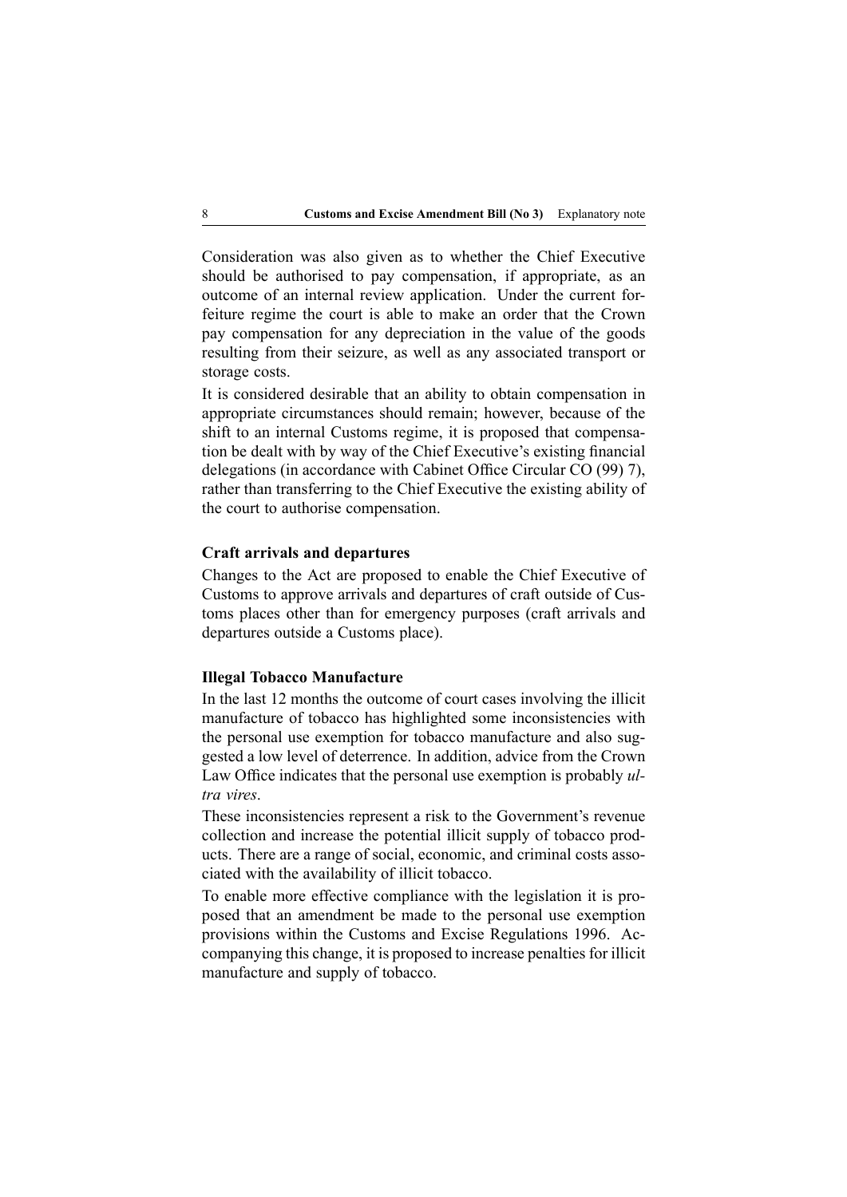Consideration was also given as to whether the Chief Executive should be authorised to pay compensation, if appropriate, as an outcome of an internal review application. Under the current forfeiture regime the court is able to make an order that the Crown pay compensation for any depreciation in the value of the goods resulting from their seizure, as well as any associated transport or storage costs.

It is considered desirable that an ability to obtain compensation in appropriate circumstances should remain; however, because of the shift to an internal Customs regime, it is proposed that compensation be dealt with by way of the Chief Executive's existing financial delegations (in accordance with Cabinet Office Circular CO (99) 7), rather than transferring to the Chief Executive the existing ability of the court to authorise compensation.

### Craft arrivals and departures

Changes to the Act are proposed to enable the Chief Executive of Customs to approve arrivals and departures of craft outside of Customs places other than for emergency purposes (craft arrivals and departures outside a Customs place).

### Illegal Tobacco Manufacture

In the last 12 months the outcome of court cases involving the illicit manufacture of tobacco has highlighted some inconsistencies with the personal use exemption for tobacco manufacture and also suggested a low level of deterrence. In addition, advice from the Crown Law Office indicates that the personal use exemption is probably *ultra vires*.

These inconsistencies represent a risk to the Government's revenue collection and increase the potential illicit supply of tobacco products. There are a range of social, economic, and criminal costs associated with the availability of illicit tobacco.

To enable more effective compliance with the legislation it is proposed that an amendment be made to the personal use exemption provisions within the Customs and Excise Regulations 1996. Accompanying this change, it is proposed to increase penalties for illicit manufacture and supply of tobacco.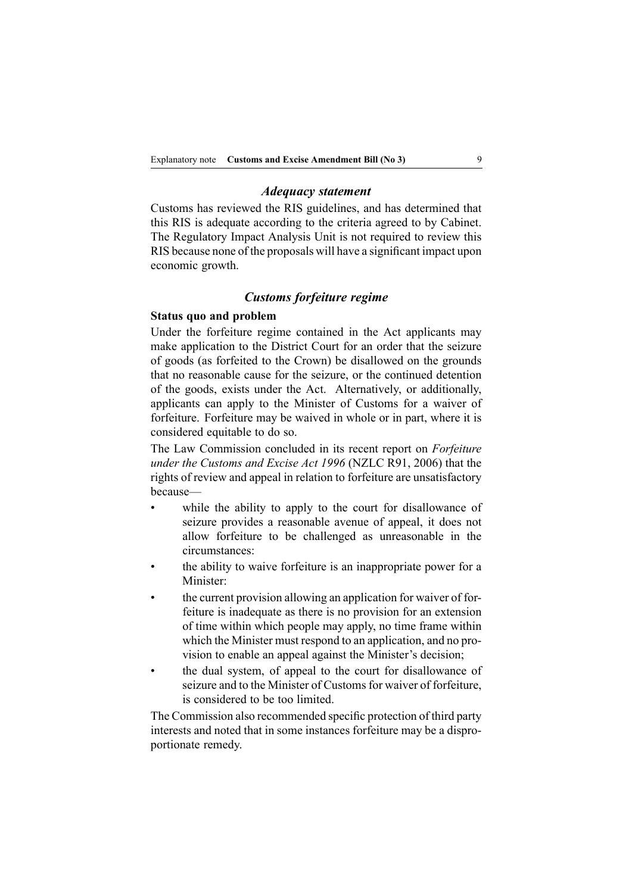### *Adequacy statement*

Customs has reviewed the RIS guidelines, and has determined that this RIS is adequate according to the criteria agreed to by Cabinet. The Regulatory Impact Analysis Unit is not required to review this RIS because none of the proposals will have a significant impact upon economic growth.

### *Customs forfeiture regime*

**Status quo and problem**

Under the forfeiture regime contained in the Act applicants may make application to the District Court for an order that the seizure of goods (as forfeited to the Crown) be disallowed on the grounds that no reasonable cause for the seizure, or the continued detention of the goods, exists under the Act. Alternatively, or additionally, applicants can apply to the Minister of Customs for a waiver of forfeiture. Forfeiture may be waived in whole or in part, where it is considered equitable to do so.

The Law Commission concluded in its recent report on *Forfeiture under the Customs and Excise Act 1996* (NZLC R91, 2006) that the rights of review and appeal in relation to forfeiture are unsatisfactory because—

- while the ability to apply to the court for disallowance of seizure provides a reasonable avenue of appeal, it does not allow forfeiture to be challenged as unreasonable in the circumstances:
- the ability to waive forfeiture is an inappropriate power for a Minister:
- the current provision allowing an application for waiver of forfeiture is inadequate as there is no provision for an extension of time within which people may apply, no time frame within which the Minister must respond to an application, and no provision to enable an appeal against the Minister's decision;
- the dual system, of appeal to the court for disallowance of seizure and to the Minister of Customs for waiver of forfeiture, is considered to be too limited.

The Commission also recommended specific protection of third party interests and noted that in some instances forfeiture may be a disproportionate remedy.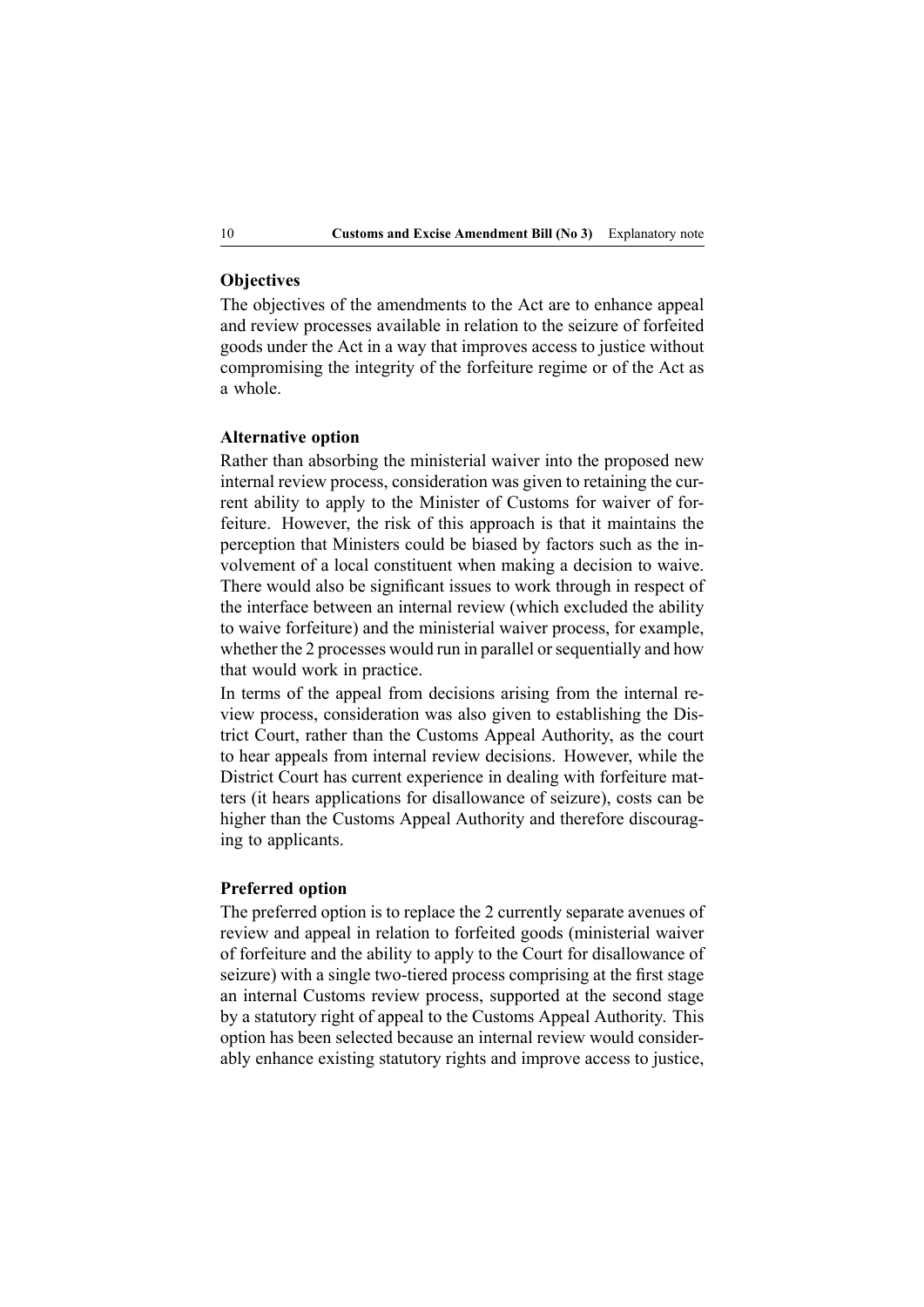### Objectives

The objectives of the amendments to the Act are to enhance appeal and review processes available in relation to the seizure of forfeited goods under the Act in a way that improves access to justice without compromising the integrity of the forfeiture regime or of the Act as a whole.

### Alternative option

Rather than absorbing the ministerial waiver into the proposed new internal review process, consideration was given to retaining the current ability to apply to the Minister of Customs for waiver of forfeiture. However, the risk of this approach is that it maintains the perception that Ministers could be biased by factors such as the involvement of a local constituent when making a decision to waive. There would also be significant issues to work through in respect of the interface between an internal review (which excluded the ability to waive forfeiture) and the ministerial waiver process, for example, whether the 2 processes would run in parallel or sequentially and how that would work in practice.

In terms of the appeal from decisions arising from the internal review process, consideration was also given to establishing the District Court, rather than the Customs Appeal Authority, as the court to hear appeals from internal review decisions. However, while the District Court has current experience in dealing with forfeiture matters (it hears applications for disallowance of seizure), costs can be higher than the Customs Appeal Authority and therefore discouraging to applicants.

### Preferred option

The preferred option is to replace the 2 currently separate avenues of review and appeal in relation to forfeited goods (ministerial waiver of forfeiture and the ability to apply to the Court for disallowance of seizure) with a single two-tiered process comprising at the first stage an internal Customs review process, supported at the second stage by a statutory right of appeal to the Customs Appeal Authority. This option has been selected because an internal review would considerably enhance existing statutory rights and improve access to justice,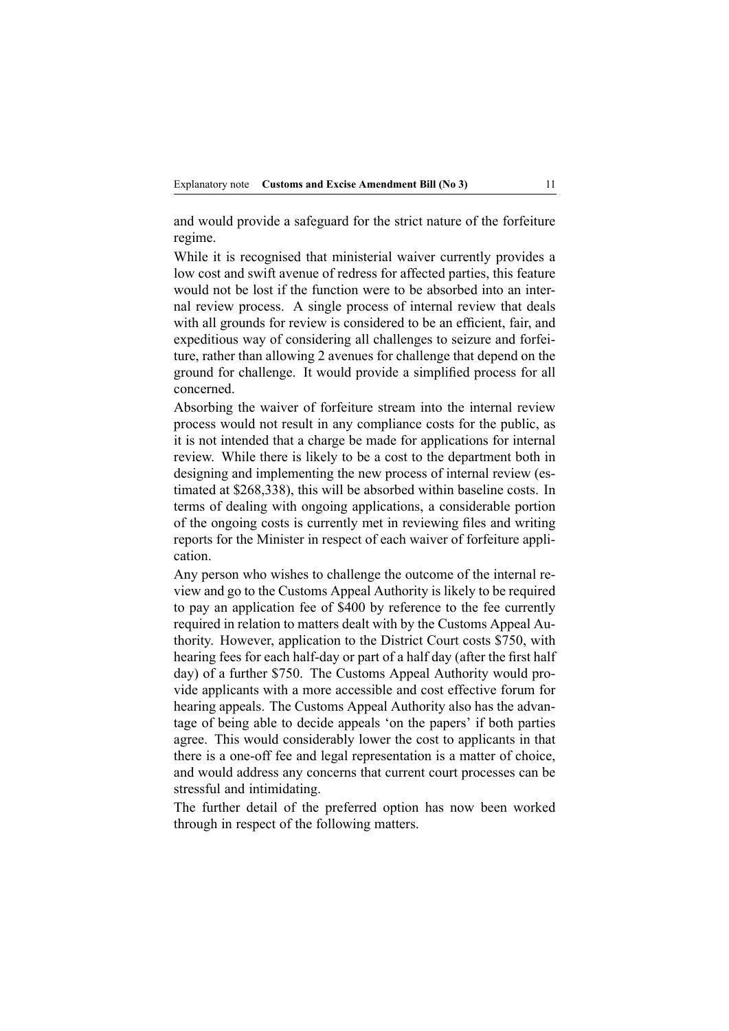and would provide a safeguard for the strict nature of the forfeiture regime.

While it is recognised that ministerial waiver currently provides a low cost and swift avenue of redress for affected parties, this feature would not be lost if the function were to be absorbed into an internal review process. A single process of internal review that deals with all grounds for review is considered to be an efficient, fair, and expeditious way of considering all challenges to seizure and forfeiture, rather than allowing 2 avenues for challenge that depend on the ground for challenge. It would provide a simplified process for all concerned.

Absorbing the waiver of forfeiture stream into the internal review process would not result in any compliance costs for the public, as it is not intended that a charge be made for applications for internal review. While there is likely to be a cost to the department both in designing and implementing the new process of internal review (estimated at $268,338), this will be absorbed within baseline costs. In terms of dealing with ongoing applications, a considerable portion of the ongoing costs is currently met in reviewing files and writing reports for the Minister in respect of each waiver of forfeiture application.

Any person who wishes to challenge the outcome of the internal review and go to the Customs Appeal Authority is likely to be required to pay an application fee of $400 by reference to the fee currently required in relation to matters dealt with by the Customs Appeal Authority. However, application to the District Court costs $750, with hearing fees for each half-day or part of a half day (after the first half day) of a further $750. The Customs Appeal Authority would provide applicants with a more accessible and cost effective forum for hearing appeals. The Customs Appeal Authority also has the advantage of being able to decide appeals 'on the papers' if both parties agree. This would considerably lower the cost to applicants in that there is a one-off fee and legal representation is a matter of choice, and would address any concerns that current court processes can be stressful and intimidating.

The further detail of the preferred option has now been worked through in respect of the following matters.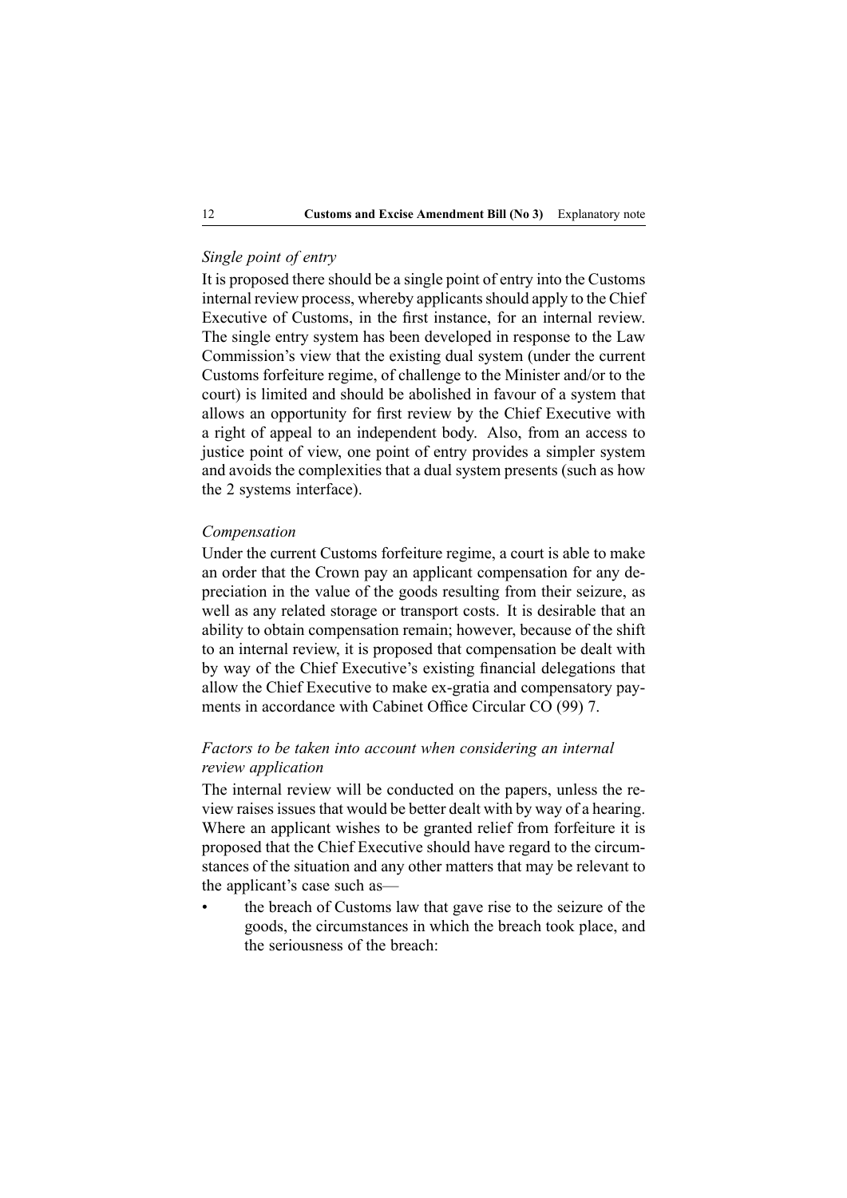*Single point of entry*

It is proposed there should be a single point of entry into the Customs internal review process, whereby applicants should apply to the Chief Executive of Customs, in the first instance, for an internal review. The single entry system has been developed in response to the Law Commission's view that the existing dual system (under the current Customs forfeiture regime, of challenge to the Minister and/or to the court) is limited and should be abolished in favour of a system that allows an opportunity for first review by the Chief Executive with a right of appeal to an independent body. Also, from an access to justice point of view, one point of entry provides a simpler system and avoids the complexities that a dual system presents (such as how the 2 systems interface).

*Compensation*

Under the current Customs forfeiture regime, a court is able to make an order that the Crown pay an applicant compensation for any depreciation in the value of the goods resulting from their seizure, as well as any related storage or transport costs. It is desirable that an ability to obtain compensation remain; however, because of the shift to an internal review, it is proposed that compensation be dealt with by way of the Chief Executive's existing financial delegations that allow the Chief Executive to make ex-gratia and compensatory payments in accordance with Cabinet Office Circular CO (99) 7.

*Factors to be taken into account when considering an internal review application*

The internal review will be conducted on the papers, unless the review raises issues that would be better dealt with by way of a hearing. Where an applicant wishes to be granted relief from forfeiture it is proposed that the Chief Executive should have regard to the circumstances of the situation and any other matters that may be relevant to the applicant's case such as—

- the breach of Customs law that gave rise to the seizure of the goods, the circumstances in which the breach took place, and the seriousness of the breach: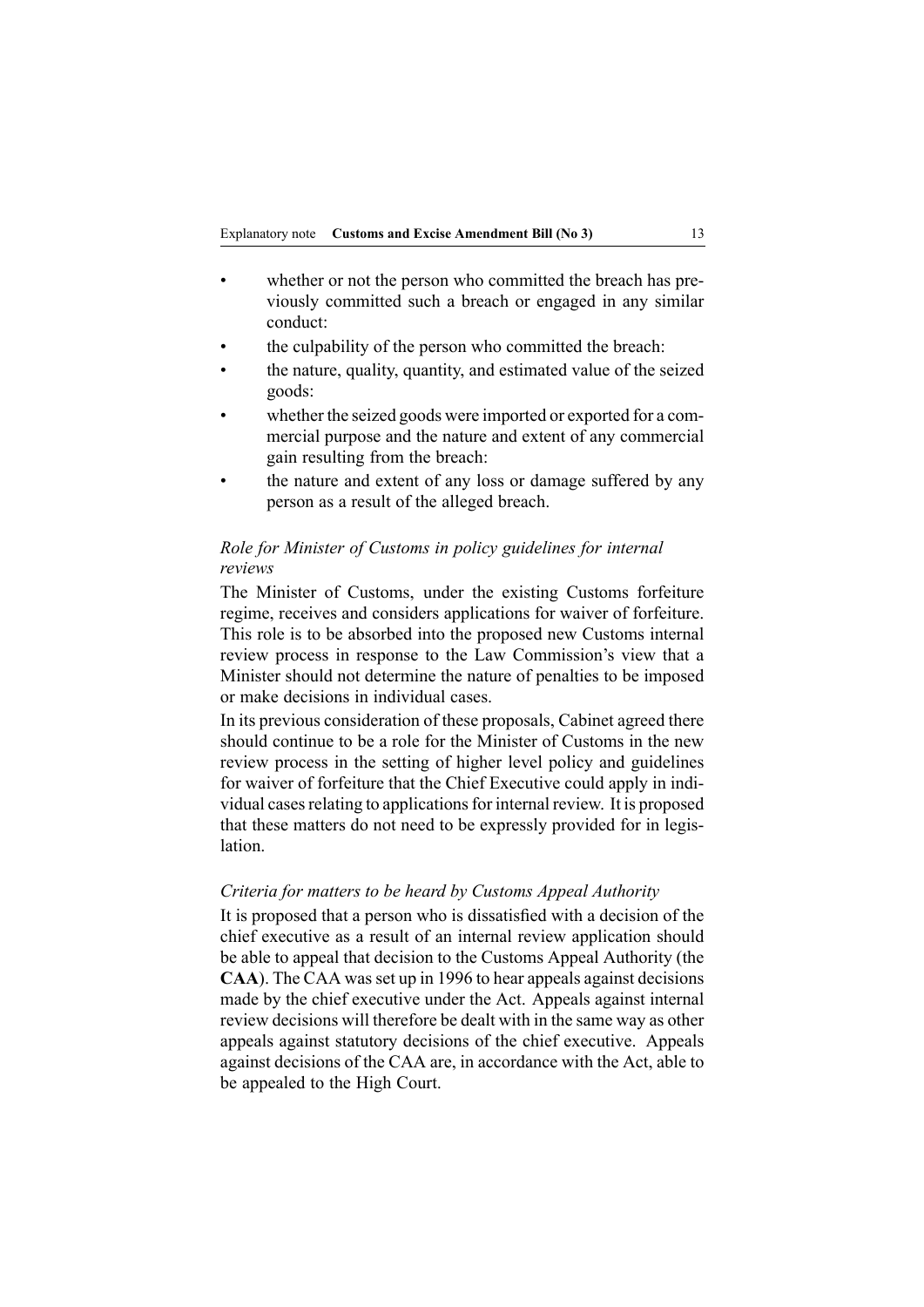- whether or not the person who committed the breach has previously committed such a breach or engaged in any similar conduct:
- the culpability of the person who committed the breach:
- the nature, quality, quantity, and estimated value of the seized goods:
- whether the seized goods were imported or exported for a commercial purpose and the nature and extent of any commercial gain resulting from the breach:
- the nature and extent of any loss or damage suffered by any person as a result of the alleged breach.

*Role for Minister of Customs in policy guidelines for internal reviews*

The Minister of Customs, under the existing Customs forfeiture regime, receives and considers applications for waiver of forfeiture. This role is to be absorbed into the proposed new Customs internal review process in response to the Law Commission's view that a Minister should not determine the nature of penalties to be imposed or make decisions in individual cases.

In its previous consideration of these proposals, Cabinet agreed there should continue to be a role for the Minister of Customs in the new review process in the setting of higher level policy and guidelines for waiver of forfeiture that the Chief Executive could apply in individual cases relating to applications for internal review. It is proposed that these matters do not need to be expressly provided for in legislation.

*Criteria for matters to be heard by Customs Appeal Authority*

It is proposed that a person who is dissatisfied with a decision of the chief executive as a result of an internal review application should be able to appeal that decision to the Customs Appeal Authority (the **CAA**). The CAA was set up in 1996 to hear appeals against decisions made by the chief executive under the Act. Appeals against internal review decisions will therefore be dealt with in the same way as other appeals against statutory decisions of the chief executive. Appeals against decisions of the CAA are, in accordance with the Act, able to be appealed to the High Court.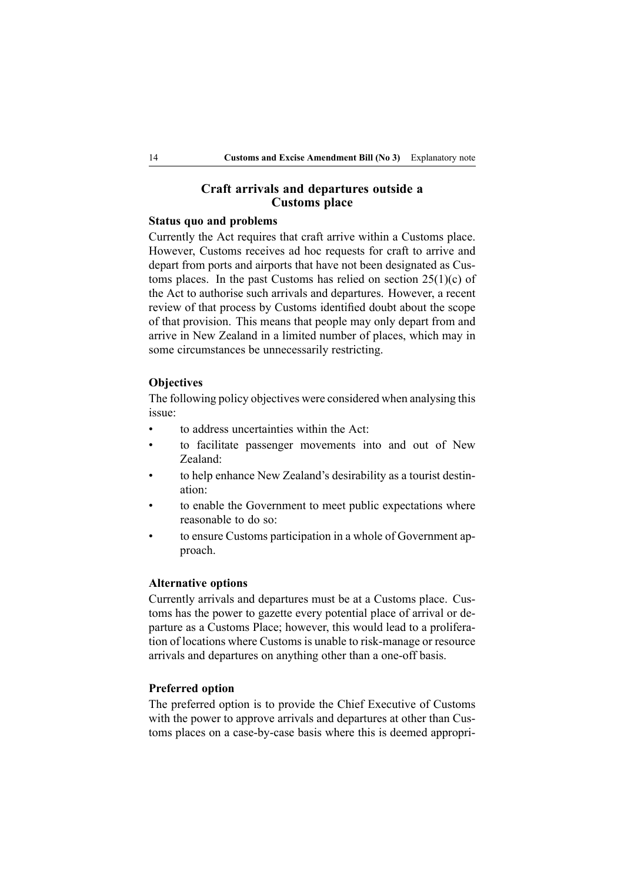## Craft arrivals and departures outside a Customs place

### Status quo and problems

Currently the Act requires that craft arrive within a Customs place. However, Customs receives ad hoc requests for craft to arrive and depart from ports and airports that have not been designated as Customs places. In the past Customs has relied on section 25(1)(c) of the Act to authorise such arrivals and departures. However, a recent review of that process by Customs identified doubt about the scope of that provision. This means that people may only depart from and arrive in New Zealand in a limited number of places, which may in some circumstances be unnecessarily restricting.

### Objectives

The following policy objectives were considered when analysing this issue:

- to address uncertainties within the Act:
- to facilitate passenger movements into and out of New Zealand:
- to help enhance New Zealand's desirability as a tourist destination:
- to enable the Government to meet public expectations where reasonable to do so:
- to ensure Customs participation in a whole of Government approach.

### Alternative options

Currently arrivals and departures must be at a Customs place. Customs has the power to gazette every potential place of arrival or departure as a Customs Place; however, this would lead to a proliferation of locations where Customs is unable to risk-manage or resource arrivals and departures on anything other than a one-off basis.

### Preferred option

The preferred option is to provide the Chief Executive of Customs with the power to approve arrivals and departures at other than Customs places on a case-by-case basis where this is deemed appropri-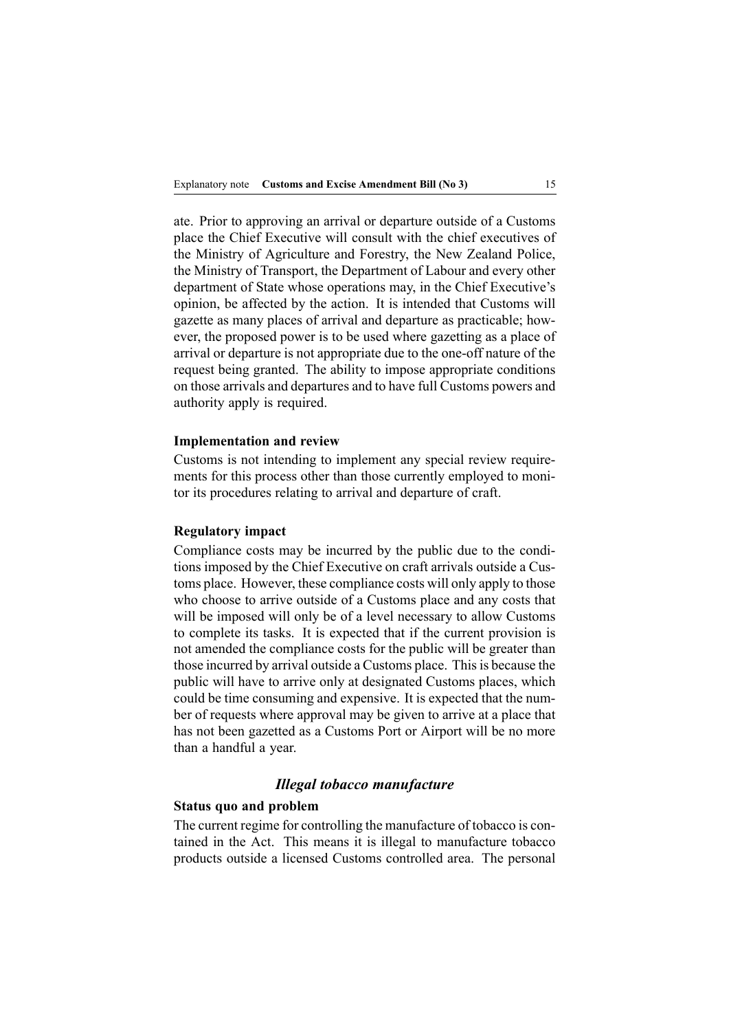ate. Prior to approving an arrival or departure outside of a Customs place the Chief Executive will consult with the chief executives of the Ministry of Agriculture and Forestry, the New Zealand Police, the Ministry of Transport, the Department of Labour and every other department of State whose operations may, in the Chief Executive's opinion, be affected by the action. It is intended that Customs will gazette as many places of arrival and departure as practicable; however, the proposed power is to be used where gazetting as a place of arrival or departure is not appropriate due to the one-off nature of the request being granted. The ability to impose appropriate conditions on those arrivals and departures and to have full Customs powers and authority apply is required.

**Implementation and review**

Customs is not intending to implement any special review requirements for this process other than those currently employed to monitor its procedures relating to arrival and departure of craft.

**Regulatory impact**

Compliance costs may be incurred by the public due to the conditions imposed by the Chief Executive on craft arrivals outside a Customs place. However, these compliance costs will only apply to those who choose to arrive outside of a Customs place and any costs that will be imposed will only be of a level necessary to allow Customs to complete its tasks. It is expected that if the current provision is not amended the compliance costs for the public will be greater than those incurred by arrival outside a Customs place. This is because the public will have to arrive only at designated Customs places, which could be time consuming and expensive. It is expected that the number of requests where approval may be given to arrive at a place that has not been gazetted as a Customs Port or Airport will be no more than a handful a year.

### *Illegal tobacco manufacture*

**Status quo and problem**

The current regime for controlling the manufacture of tobacco is contained in the Act. This means it is illegal to manufacture tobacco products outside a licensed Customs controlled area. The personal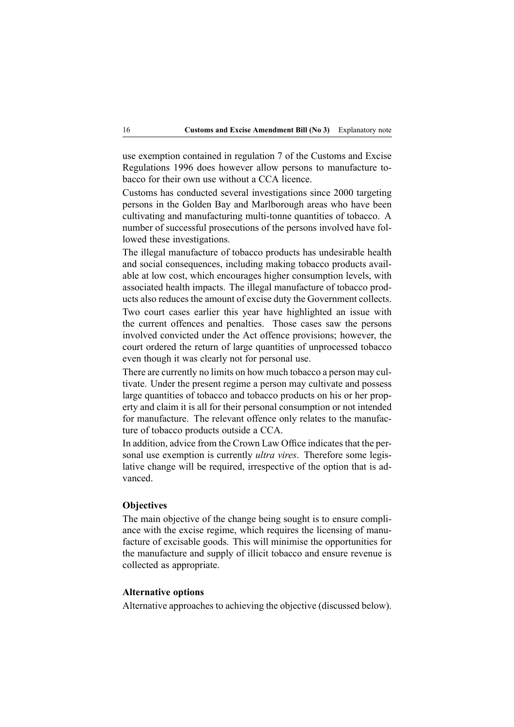use exemption contained in regulation 7 of the Customs and Excise Regulations 1996 does however allow persons to manufacture tobacco for their own use without a CCA licence.

Customs has conducted several investigations since 2000 targeting persons in the Golden Bay and Marlborough areas who have been cultivating and manufacturing multi-tonne quantities of tobacco. A number of successful prosecutions of the persons involved have followed these investigations.

The illegal manufacture of tobacco products has undesirable health and social consequences, including making tobacco products available at low cost, which encourages higher consumption levels, with associated health impacts. The illegal manufacture of tobacco products also reduces the amount of excise duty the Government collects.

Two court cases earlier this year have highlighted an issue with the current offences and penalties. Those cases saw the persons involved convicted under the Act offence provisions; however, the court ordered the return of large quantities of unprocessed tobacco even though it was clearly not for personal use.

There are currently no limits on how much tobacco a person may cultivate. Under the present regime a person may cultivate and possess large quantities of tobacco and tobacco products on his or her property and claim it is all for their personal consumption or not intended for manufacture. The relevant offence only relates to the manufacture of tobacco products outside a CCA.

In addition, advice from the Crown Law Office indicates that the personal use exemption is currently *ultra vires*. Therefore some legislative change will be required, irrespective of the option that is advanced.

#### Objectives

The main objective of the change being sought is to ensure compliance with the excise regime, which requires the licensing of manufacture of excisable goods. This will minimise the opportunities for the manufacture and supply of illicit tobacco and ensure revenue is collected as appropriate.

#### Alternative options

Alternative approaches to achieving the objective (discussed below).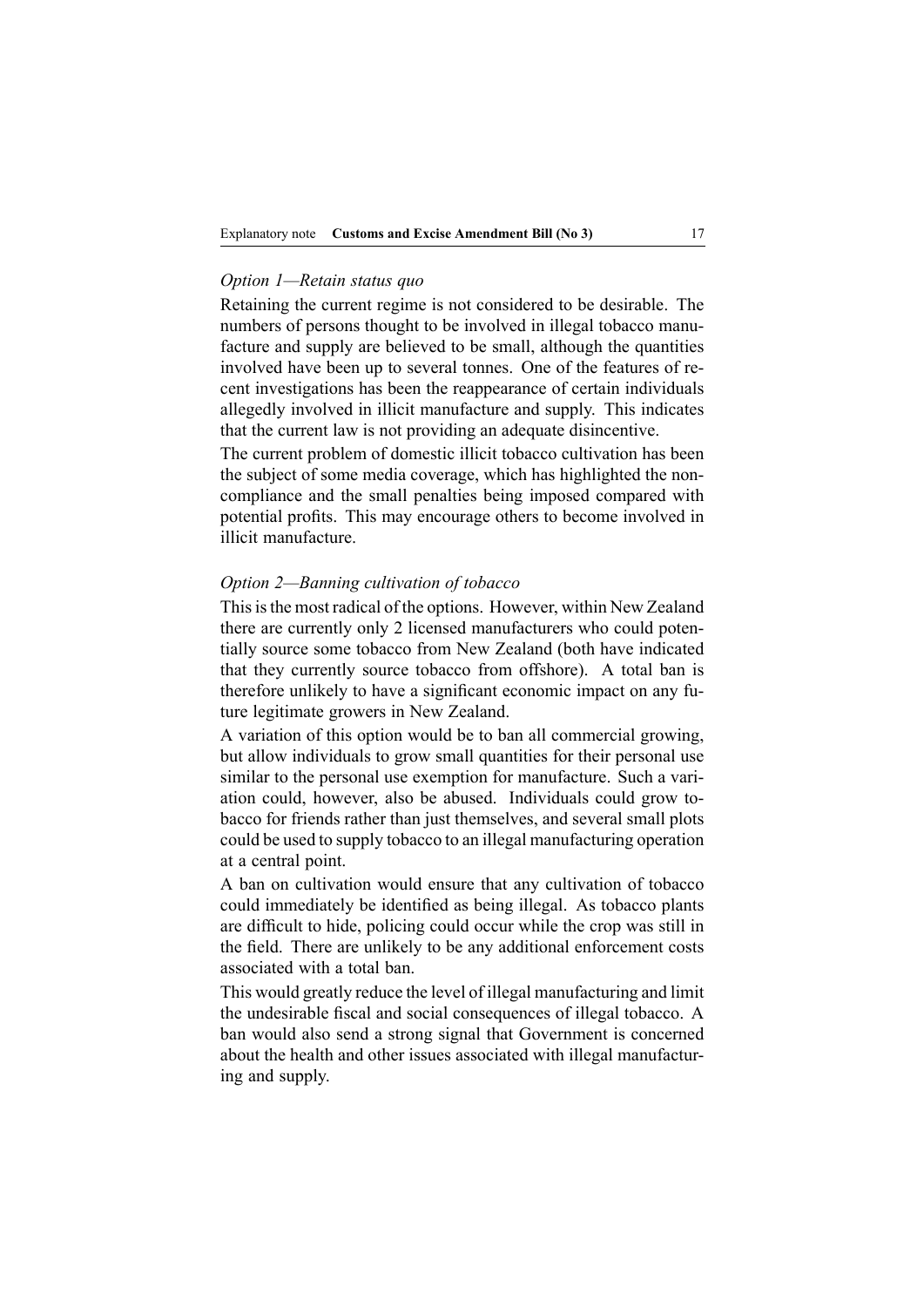*Option 1—Retain status quo*

Retaining the current regime is not considered to be desirable. The numbers of persons thought to be involved in illegal tobacco manufacture and supply are believed to be small, although the quantities involved have been up to several tonnes. One of the features of recent investigations has been the reappearance of certain individuals allegedly involved in illicit manufacture and supply. This indicates that the current law is not providing an adequate disincentive.

The current problem of domestic illicit tobacco cultivation has been the subject of some media coverage, which has highlighted the non-compliance and the small penalties being imposed compared with potential profits. This may encourage others to become involved in illicit manufacture.

*Option 2—Banning cultivation of tobacco*

This is the most radical of the options. However, within New Zealand there are currently only 2 licensed manufacturers who could potentially source some tobacco from New Zealand (both have indicated that they currently source tobacco from offshore). A total ban is therefore unlikely to have a significant economic impact on any future legitimate growers in New Zealand.

A variation of this option would be to ban all commercial growing, but allow individuals to grow small quantities for their personal use similar to the personal use exemption for manufacture. Such a variation could, however, also be abused. Individuals could grow tobacco for friends rather than just themselves, and several small plots could be used to supply tobacco to an illegal manufacturing operation at a central point.

A ban on cultivation would ensure that any cultivation of tobacco could immediately be identified as being illegal. As tobacco plants are difficult to hide, policing could occur while the crop was still in the field. There are unlikely to be any additional enforcement costs associated with a total ban.

This would greatly reduce the level of illegal manufacturing and limit the undesirable fiscal and social consequences of illegal tobacco. A ban would also send a strong signal that Government is concerned about the health and other issues associated with illegal manufacturing and supply.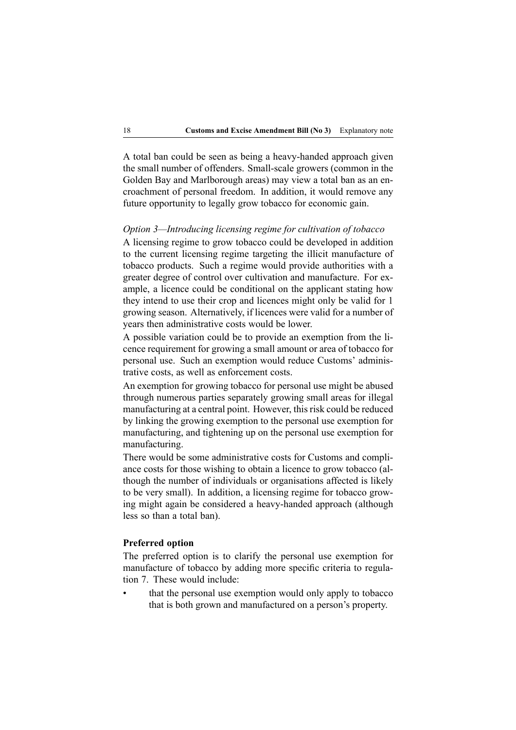A total ban could be seen as being a heavy-handed approach given the small number of offenders. Small-scale growers (common in the Golden Bay and Marlborough areas) may view a total ban as an encroachment of personal freedom. In addition, it would remove any future opportunity to legally grow tobacco for economic gain.

*Option 3—Introducing licensing regime for cultivation of tobacco*

A licensing regime to grow tobacco could be developed in addition to the current licensing regime targeting the illicit manufacture of tobacco products. Such a regime would provide authorities with a greater degree of control over cultivation and manufacture. For example, a licence could be conditional on the applicant stating how they intend to use their crop and licences might only be valid for 1 growing season. Alternatively, if licences were valid for a number of years then administrative costs would be lower.

A possible variation could be to provide an exemption from the licence requirement for growing a small amount or area of tobacco for personal use. Such an exemption would reduce Customs' administrative costs, as well as enforcement costs.

An exemption for growing tobacco for personal use might be abused through numerous parties separately growing small areas for illegal manufacturing at a central point. However, this risk could be reduced by linking the growing exemption to the personal use exemption for manufacturing, and tightening up on the personal use exemption for manufacturing.

There would be some administrative costs for Customs and compliance costs for those wishing to obtain a licence to grow tobacco (although the number of individuals or organisations affected is likely to be very small). In addition, a licensing regime for tobacco growing might again be considered a heavy-handed approach (although less so than a total ban).

**Preferred option**

The preferred option is to clarify the personal use exemption for manufacture of tobacco by adding more specific criteria to regulation 7. These would include:

- that the personal use exemption would only apply to tobacco that is both grown and manufactured on a person's property.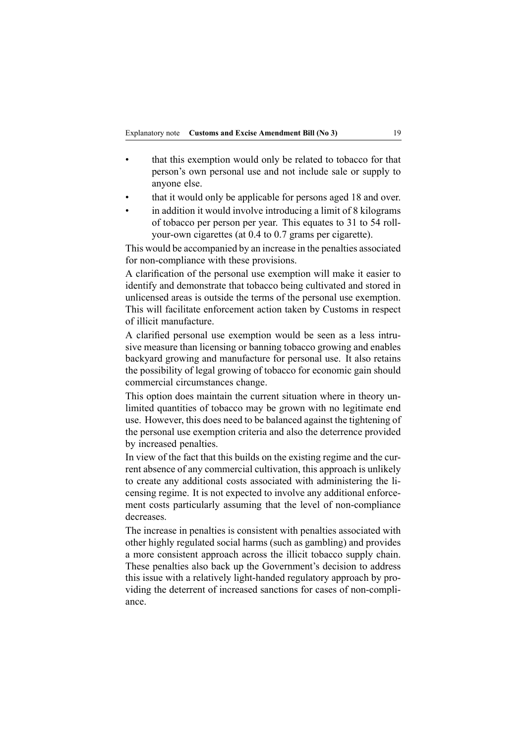- that this exemption would only be related to tobacco for that person's own personal use and not include sale or supply to anyone else.
- that it would only be applicable for persons aged 18 and over.
- in addition it would involve introducing a limit of 8 kilograms of tobacco per person per year. This equates to 31 to 54 roll-your-own cigarettes (at 0.4 to 0.7 grams per cigarette).

This would be accompanied by an increase in the penalties associated for non-compliance with these provisions.

A clarification of the personal use exemption will make it easier to identify and demonstrate that tobacco being cultivated and stored in unlicensed areas is outside the terms of the personal use exemption. This will facilitate enforcement action taken by Customs in respect of illicit manufacture.

A clarified personal use exemption would be seen as a less intrusive measure than licensing or banning tobacco growing and enables backyard growing and manufacture for personal use. It also retains the possibility of legal growing of tobacco for economic gain should commercial circumstances change.

This option does maintain the current situation where in theory unlimited quantities of tobacco may be grown with no legitimate end use. However, this does need to be balanced against the tightening of the personal use exemption criteria and also the deterrence provided by increased penalties.

In view of the fact that this builds on the existing regime and the current absence of any commercial cultivation, this approach is unlikely to create any additional costs associated with administering the licensing regime. It is not expected to involve any additional enforcement costs particularly assuming that the level of non-compliance decreases.

The increase in penalties is consistent with penalties associated with other highly regulated social harms (such as gambling) and provides a more consistent approach across the illicit tobacco supply chain. These penalties also back up the Government's decision to address this issue with a relatively light-handed regulatory approach by providing the deterrent of increased sanctions for cases of non-compliance.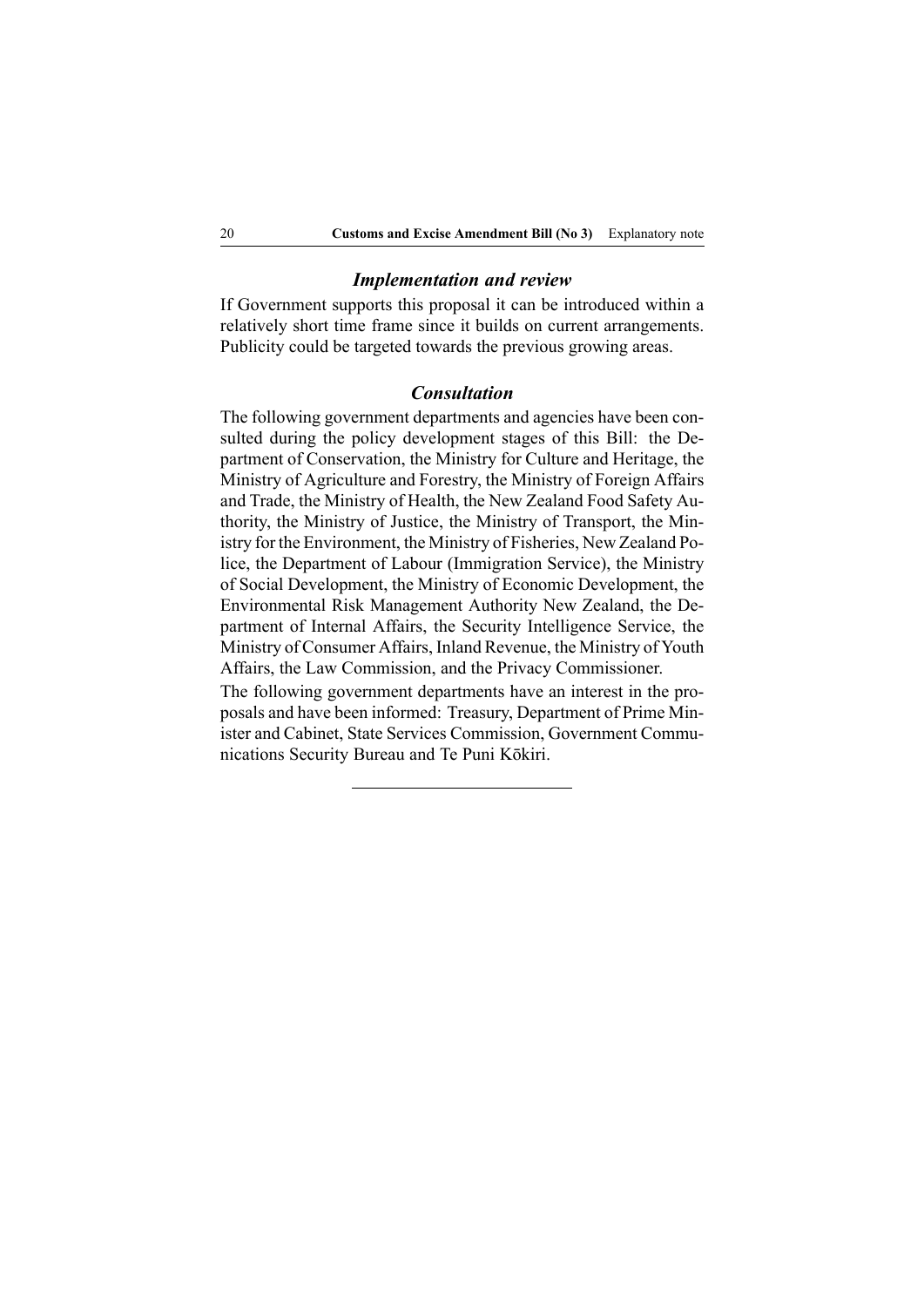### *Implementation and review*

If Government supports this proposal it can be introduced within a relatively short time frame since it builds on current arrangements. Publicity could be targeted towards the previous growing areas.

### *Consultation*

The following government departments and agencies have been consulted during the policy development stages of this Bill: the Department of Conservation, the Ministry for Culture and Heritage, the Ministry of Agriculture and Forestry, the Ministry of Foreign Affairs and Trade, the Ministry of Health, the New Zealand Food Safety Authority, the Ministry of Justice, the Ministry of Transport, the Ministry for the Environment, the Ministry of Fisheries, New Zealand Police, the Department of Labour (Immigration Service), the Ministry of Social Development, the Ministry of Economic Development, the Environmental Risk Management Authority New Zealand, the Department of Internal Affairs, the Security Intelligence Service, the Ministry of Consumer Affairs, Inland Revenue, the Ministry of Youth Affairs, the Law Commission, and the Privacy Commissioner.

The following government departments have an interest in the proposals and have been informed: Treasury, Department of Prime Minister and Cabinet, State Services Commission, Government Communications Security Bureau and Te Puni Kōkiri.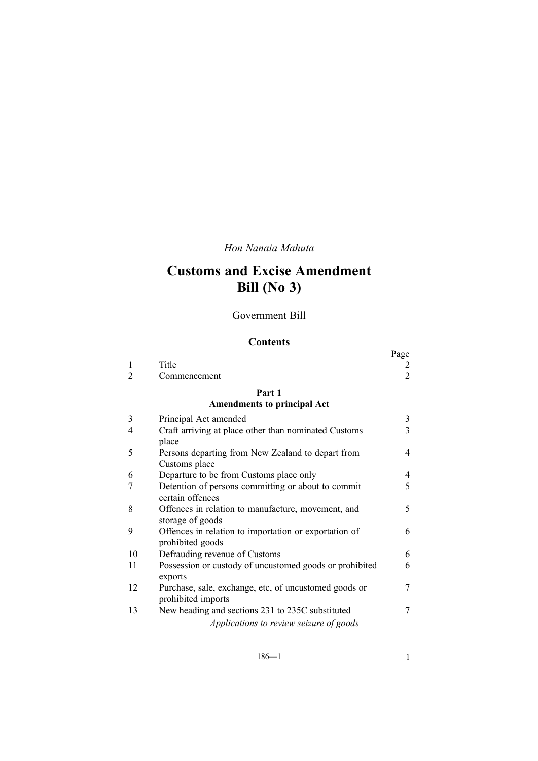*Hon Nanaia Mahuta*

# Customs and Excise Amendment Bill (No 3)

Government Bill

## Contents

| | | Page |
|---|---|---|
| 1 | Title | 2 |
| 2 | Commencement | 2 |
| | **Part 1**<br>**Amendments to principal Act** | |
| 3 | Principal Act amended | 3 |
| 4 | Craft arriving at place other than nominated Customs place | 3 |
| 5 | Persons departing from New Zealand to depart from Customs place | 4 |
| 6 | Departure to be from Customs place only | 4 |
| 7 | Detention of persons committing or about to commit certain offences | 5 |
| 8 | Offences in relation to manufacture, movement, and storage of goods | 5 |
| 9 | Offences in relation to importation or exportation of prohibited goods | 6 |
| 10 | Defrauding revenue of Customs | 6 |
| 11 | Possession or custody of uncustomed goods or prohibited exports | 6 |
| 12 | Purchase, sale, exchange, etc, of uncustomed goods or prohibited imports | 7 |
| 13 | New heading and sections 231 to 235C substituted | 7 |
| | *Applications to review seizure of goods* | |

186—1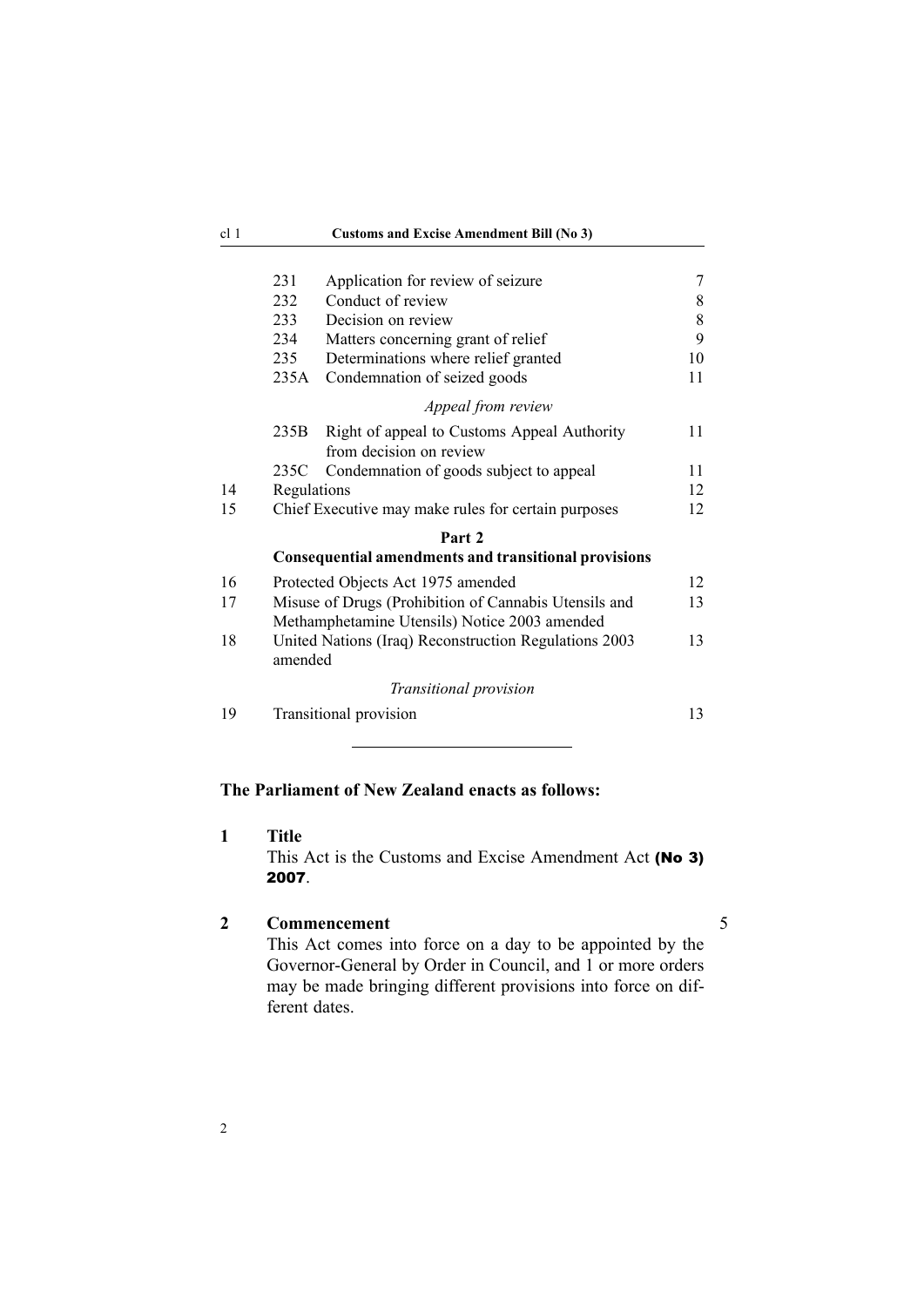| | | | |
|---|---|---|---|
| | 231 | Application for review of seizure | 7 |
| | 232 | Conduct of review | 8 |
| | 233 | Decision on review | 8 |
| | 234 | Matters concerning grant of relief | 9 |
| | 235 | Determinations where relief granted | 10 |
| | 235A | Condemnation of seized goods | 11 |
| | | *Appeal from review* | |
| | 235B | Right of appeal to Customs Appeal Authority from decision on review | 11 |
| | 235C | Condemnation of goods subject to appeal | 11 |
| 14 | Regulations | | 12 |
| 15 | Chief Executive may make rules for certain purposes | | 12 |
| | | **Part 2** | |
| | | **Consequential amendments and transitional provisions** | |
| 16 | Protected Objects Act 1975 amended | | 12 |
| 17 | Misuse of Drugs (Prohibition of Cannabis Utensils and Methamphetamine Utensils) Notice 2003 amended | | 13 |
| 18 | United Nations (Iraq) Reconstruction Regulations 2003 amended | | 13 |
| | | *Transitional provision* | |
| 19 | Transitional provision | | 13 |

---

**The Parliament of New Zealand enacts as follows:**

**1 Title**

This Act is the Customs and Excise Amendment Act **(No 3) 2007**.

**2 Commencement**

This Act comes into force on a day to be appointed by the Governor-General by Order in Council, and 1 or more orders may be made bringing different provisions into force on different dates.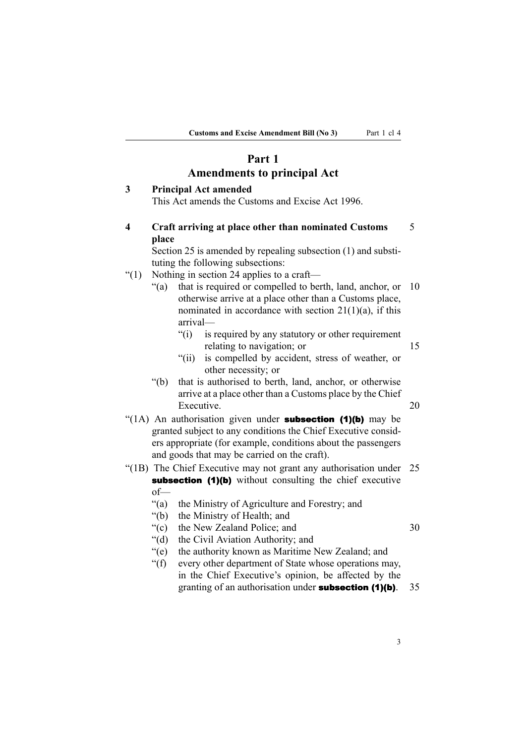# Part 1
# Amendments to principal Act

### 3 Principal Act amended

This Act amends the Customs and Excise Act 1996.

### 4 Craft arriving at place other than nominated Customs place

Section 25 is amended by repealing subsection (1) and substituting the following subsections:

"(1) Nothing in section 24 applies to a craft—

"(a) that is required or compelled to berth, land, anchor, or otherwise arrive at a place other than a Customs place, nominated in accordance with section 21(1)(a), if this arrival—

"(i) is required by any statutory or other requirement relating to navigation; or

"(ii) is compelled by accident, stress of weather, or other necessity; or

"(b) that is authorised to berth, land, anchor, or otherwise arrive at a place other than a Customs place by the Chief Executive.

"(1A) An authorisation given under **subsection (1)(b)** may be granted subject to any conditions the Chief Executive considers appropriate (for example, conditions about the passengers and goods that may be carried on the craft).

"(1B) The Chief Executive may not grant any authorisation under **subsection (1)(b)** without consulting the chief executive of—

"(a) the Ministry of Agriculture and Forestry; and

"(b) the Ministry of Health; and

"(c) the New Zealand Police; and

"(d) the Civil Aviation Authority; and

"(e) the authority known as Maritime New Zealand; and

"(f) every other department of State whose operations may, in the Chief Executive's opinion, be affected by the granting of an authorisation under **subsection (1)(b)**.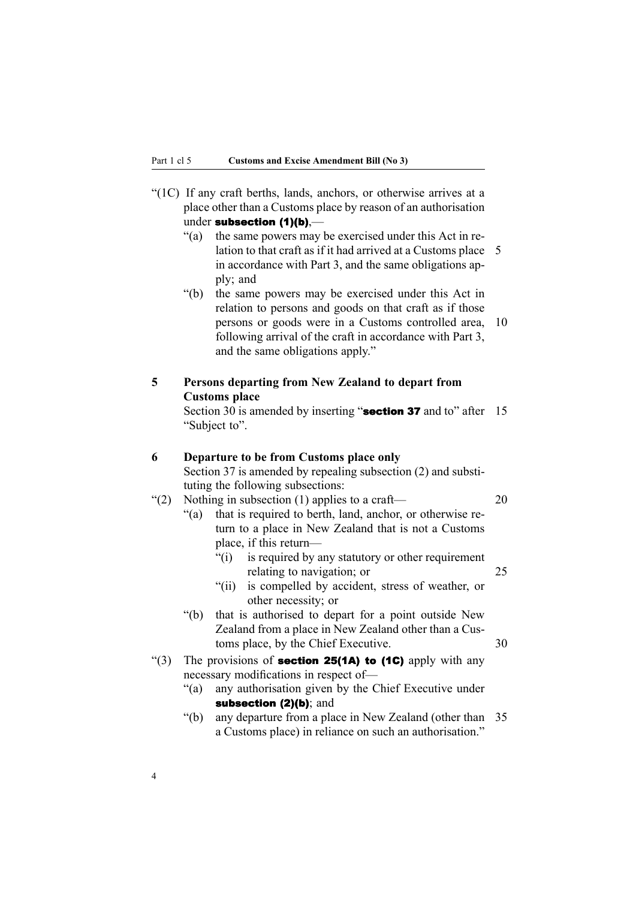"(1C) If any craft berths, lands, anchors, or otherwise arrives at a place other than a Customs place by reason of an authorisation under **subsection (1)(b)**,—

"(a) the same powers may be exercised under this Act in relation to that craft as if it had arrived at a Customs place in accordance with Part 3, and the same obligations apply; and

"(b) the same powers may be exercised under this Act in relation to persons and goods on that craft as if those persons or goods were in a Customs controlled area, following arrival of the craft in accordance with Part 3, and the same obligations apply."

### 5 Persons departing from New Zealand to depart from Customs place

Section 30 is amended by inserting "**section 37** and to" after "Subject to".

### 6 Departure to be from Customs place only

Section 37 is amended by repealing subsection (2) and substituting the following subsections:

"(2) Nothing in subsection (1) applies to a craft—

"(a) that is required to berth, land, anchor, or otherwise return to a place in New Zealand that is not a Customs place, if this return—

"(i) is required by any statutory or other requirement relating to navigation; or

"(ii) is compelled by accident, stress of weather, or other necessity; or

"(b) that is authorised to depart for a point outside New Zealand from a place in New Zealand other than a Customs place, by the Chief Executive.

"(3) The provisions of **section 25(1A) to (1C)** apply with any necessary modifications in respect of—

"(a) any authorisation given by the Chief Executive under **subsection (2)(b)**; and

"(b) any departure from a place in New Zealand (other than a Customs place) in reliance on such an authorisation."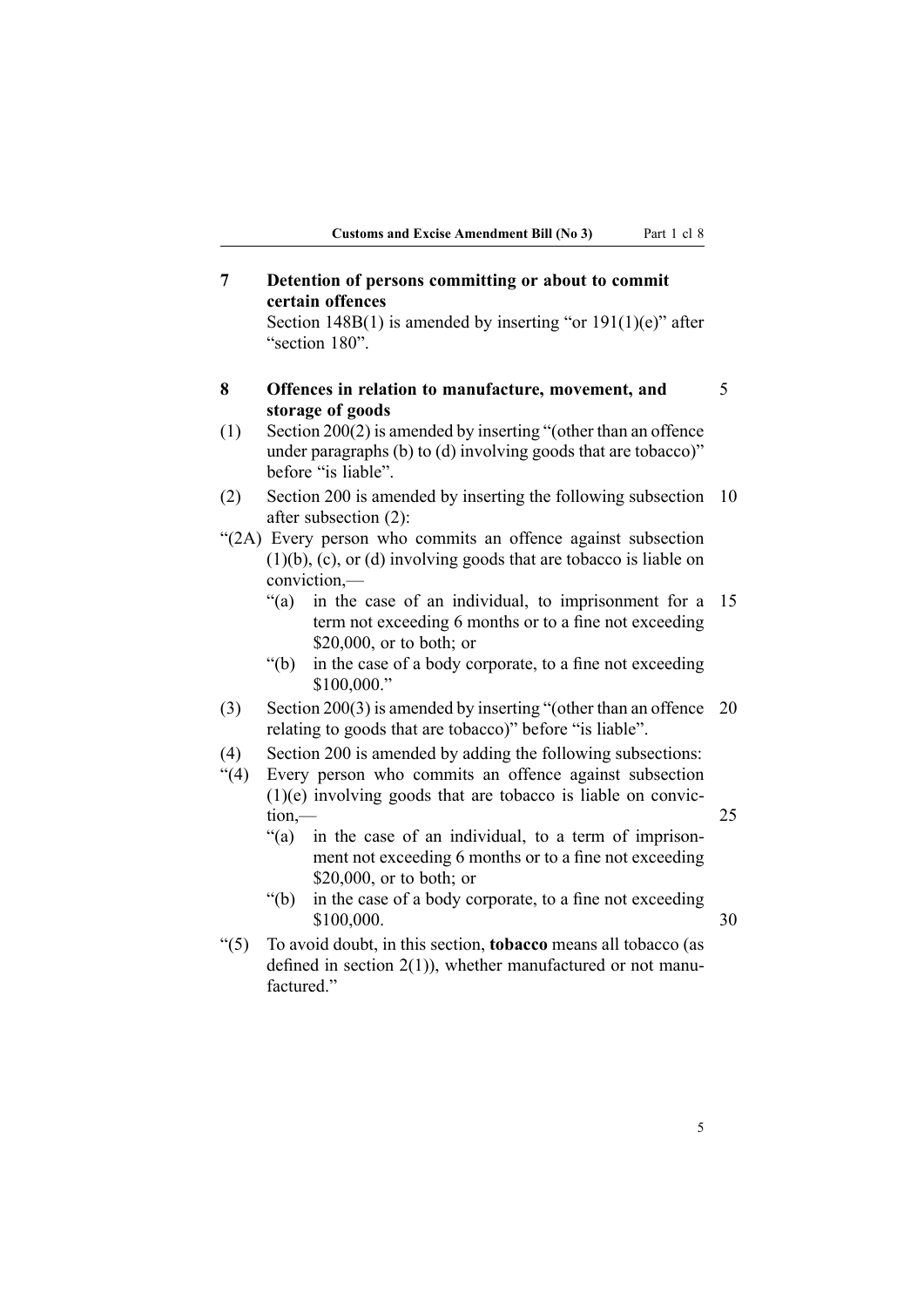## 7 Detention of persons committing or about to commit certain offences

Section 148B(1) is amended by inserting "or 191(1)(e)" after "section 180".

## 8 Offences in relation to manufacture, movement, and storage of goods

(1) Section 200(2) is amended by inserting "(other than an offence under paragraphs (b) to (d) involving goods that are tobacco)" before "is liable".

(2) Section 200 is amended by inserting the following subsection after subsection (2):

"(2A) Every person who commits an offence against subsection (1)(b), (c), or (d) involving goods that are tobacco is liable on conviction,—

"(a) in the case of an individual, to imprisonment for a term not exceeding 6 months or to a fine not exceeding $20,000, or to both; or

"(b) in the case of a body corporate, to a fine not exceeding $100,000."

(3) Section 200(3) is amended by inserting "(other than an offence relating to goods that are tobacco)" before "is liable".

(4) Section 200 is amended by adding the following subsections:

"(4) Every person who commits an offence against subsection (1)(e) involving goods that are tobacco is liable on conviction,—

"(a) in the case of an individual, to a term of imprisonment not exceeding 6 months or to a fine not exceeding $20,000, or to both; or

"(b) in the case of a body corporate, to a fine not exceeding $100,000.

"(5) To avoid doubt, in this section, **tobacco** means all tobacco (as defined in section 2(1)), whether manufactured or not manufactured."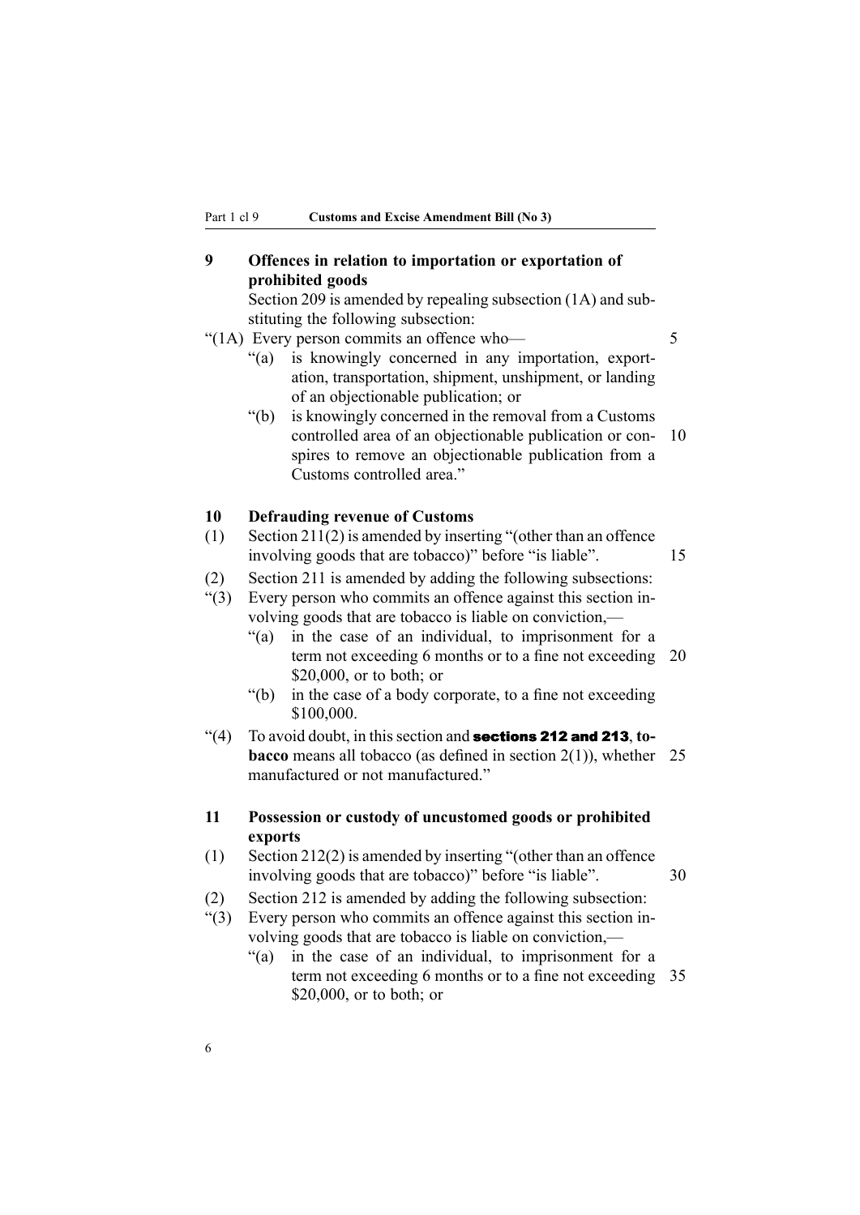### 9 Offences in relation to importation or exportation of prohibited goods

Section 209 is amended by repealing subsection (1A) and substituting the following subsection:

"(1A) Every person commits an offence who—

"(a) is knowingly concerned in any importation, exportation, transportation, shipment, unshipment, or landing of an objectionable publication; or

"(b) is knowingly concerned in the removal from a Customs controlled area of an objectionable publication or conspires to remove an objectionable publication from a Customs controlled area."

### 10 Defrauding revenue of Customs

(1) Section 211(2) is amended by inserting "(other than an offence involving goods that are tobacco)" before "is liable".

(2) Section 211 is amended by adding the following subsections:

"(3) Every person who commits an offence against this section involving goods that are tobacco is liable on conviction,—

"(a) in the case of an individual, to imprisonment for a term not exceeding 6 months or to a fine not exceeding $20,000, or to both; or

"(b) in the case of a body corporate, to a fine not exceeding $100,000.

"(4) To avoid doubt, in this section and **sections 212 and 213**, **tobacco** means all tobacco (as defined in section 2(1)), whether manufactured or not manufactured."

### 11 Possession or custody of uncustomed goods or prohibited exports

(1) Section 212(2) is amended by inserting "(other than an offence involving goods that are tobacco)" before "is liable".

(2) Section 212 is amended by adding the following subsection:

"(3) Every person who commits an offence against this section involving goods that are tobacco is liable on conviction,—

"(a) in the case of an individual, to imprisonment for a term not exceeding 6 months or to a fine not exceeding $20,000, or to both; or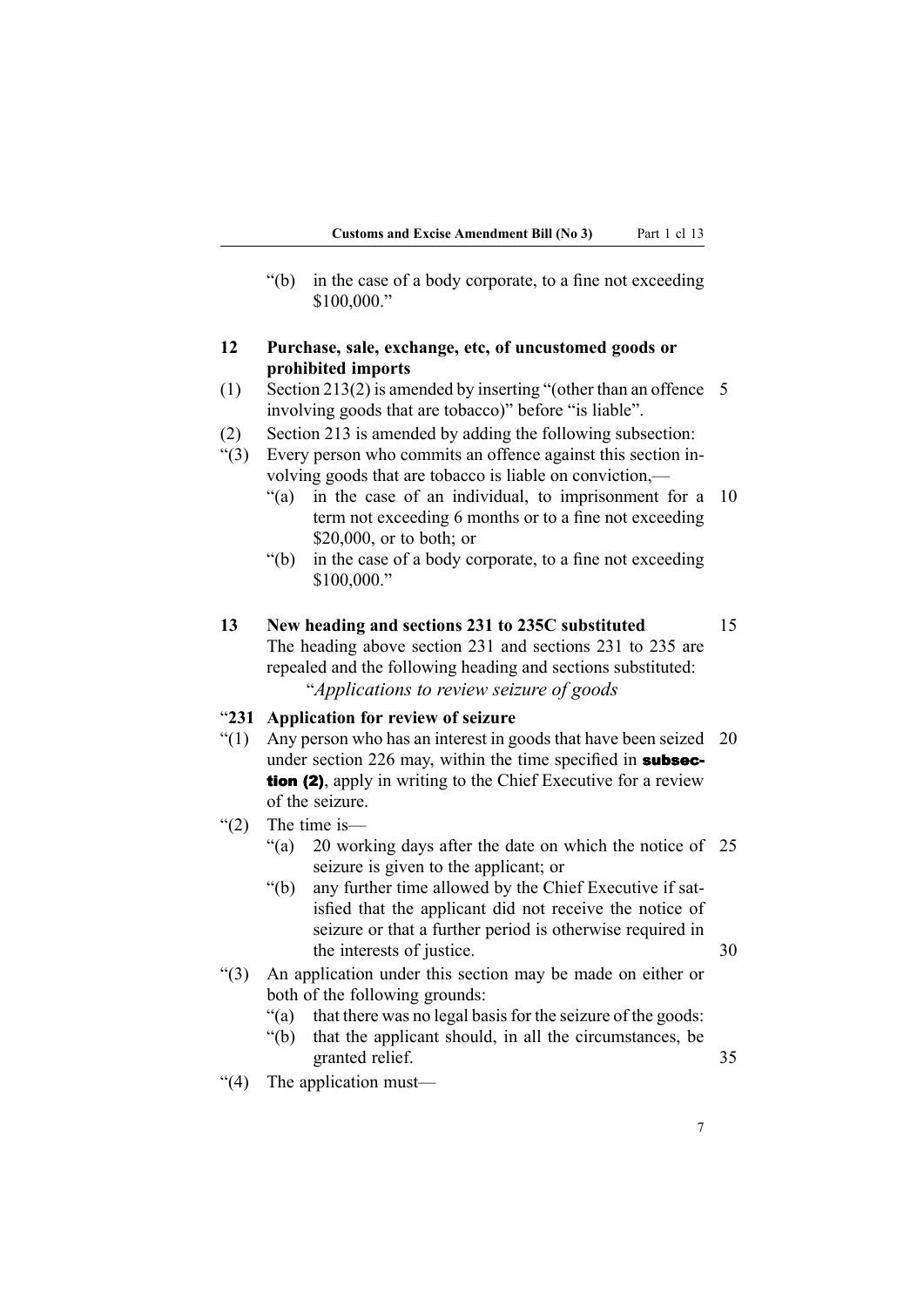"(b) in the case of a body corporate, to a fine not exceeding $100,000."

**12 Purchase, sale, exchange, etc, of uncustomed goods or prohibited imports**

(1) Section 213(2) is amended by inserting "(other than an offence involving goods that are tobacco)" before "is liable".

(2) Section 213 is amended by adding the following subsection:

"(3) Every person who commits an offence against this section involving goods that are tobacco is liable on conviction,—

"(a) in the case of an individual, to imprisonment for a term not exceeding 6 months or to a fine not exceeding $20,000, or to both; or

"(b) in the case of a body corporate, to a fine not exceeding $100,000."

**13 New heading and sections 231 to 235C substituted**

The heading above section 231 and sections 231 to 235 are repealed and the following heading and sections substituted:

"*Applications to review seizure of goods*

"**231 Application for review of seizure**

"(1) Any person who has an interest in goods that have been seized under section 226 may, within the time specified in **subsection (2)**, apply in writing to the Chief Executive for a review of the seizure.

"(2) The time is—

"(a) 20 working days after the date on which the notice of seizure is given to the applicant; or

"(b) any further time allowed by the Chief Executive if satisfied that the applicant did not receive the notice of seizure or that a further period is otherwise required in the interests of justice.

"(3) An application under this section may be made on either or both of the following grounds:

"(a) that there was no legal basis for the seizure of the goods:

"(b) that the applicant should, in all the circumstances, be granted relief.

"(4) The application must—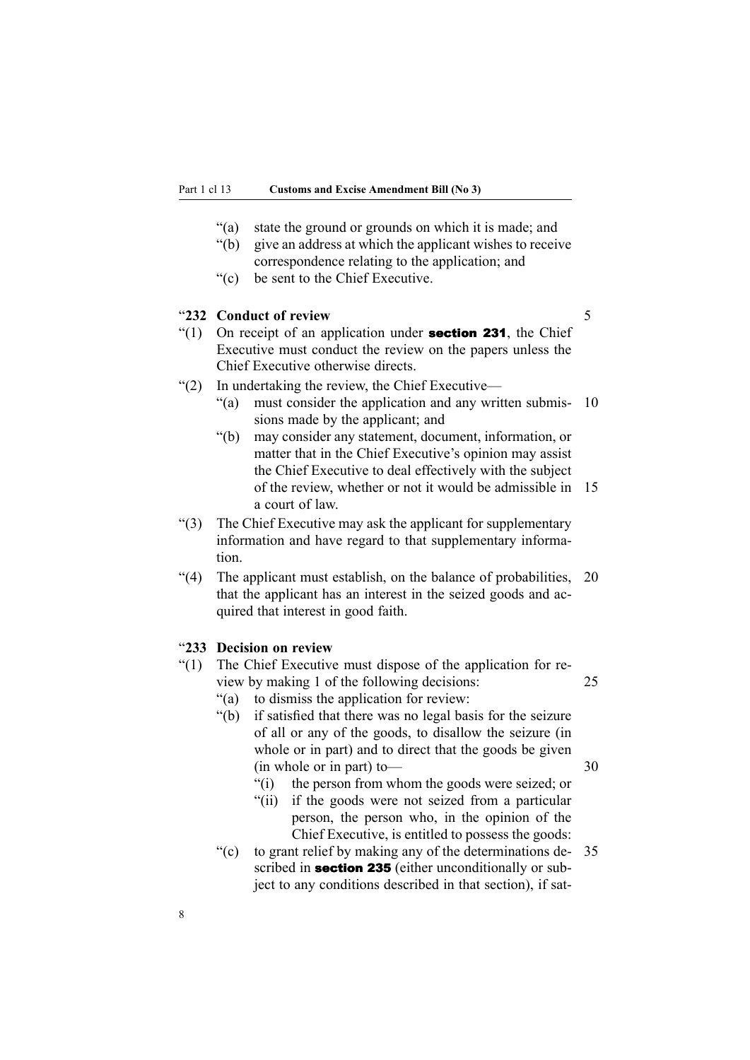"(a) state the ground or grounds on which it is made; and

"(b) give an address at which the applicant wishes to receive correspondence relating to the application; and

"(c) be sent to the Chief Executive.

### "232 Conduct of review

"(1) On receipt of an application under **section 231**, the Chief Executive must conduct the review on the papers unless the Chief Executive otherwise directs.

"(2) In undertaking the review, the Chief Executive—

"(a) must consider the application and any written submissions made by the applicant; and

"(b) may consider any statement, document, information, or matter that in the Chief Executive's opinion may assist the Chief Executive to deal effectively with the subject of the review, whether or not it would be admissible in a court of law.

"(3) The Chief Executive may ask the applicant for supplementary information and have regard to that supplementary information.

"(4) The applicant must establish, on the balance of probabilities, that the applicant has an interest in the seized goods and acquired that interest in good faith.

### "233 Decision on review

"(1) The Chief Executive must dispose of the application for review by making 1 of the following decisions:

"(a) to dismiss the application for review:

"(b) if satisfied that there was no legal basis for the seizure of all or any of the goods, to disallow the seizure (in whole or in part) and to direct that the goods be given (in whole or in part) to—

"(i) the person from whom the goods were seized; or

"(ii) if the goods were not seized from a particular person, the person who, in the opinion of the Chief Executive, is entitled to possess the goods:

"(c) to grant relief by making any of the determinations described in **section 235** (either unconditionally or subject to any conditions described in that section), if sat-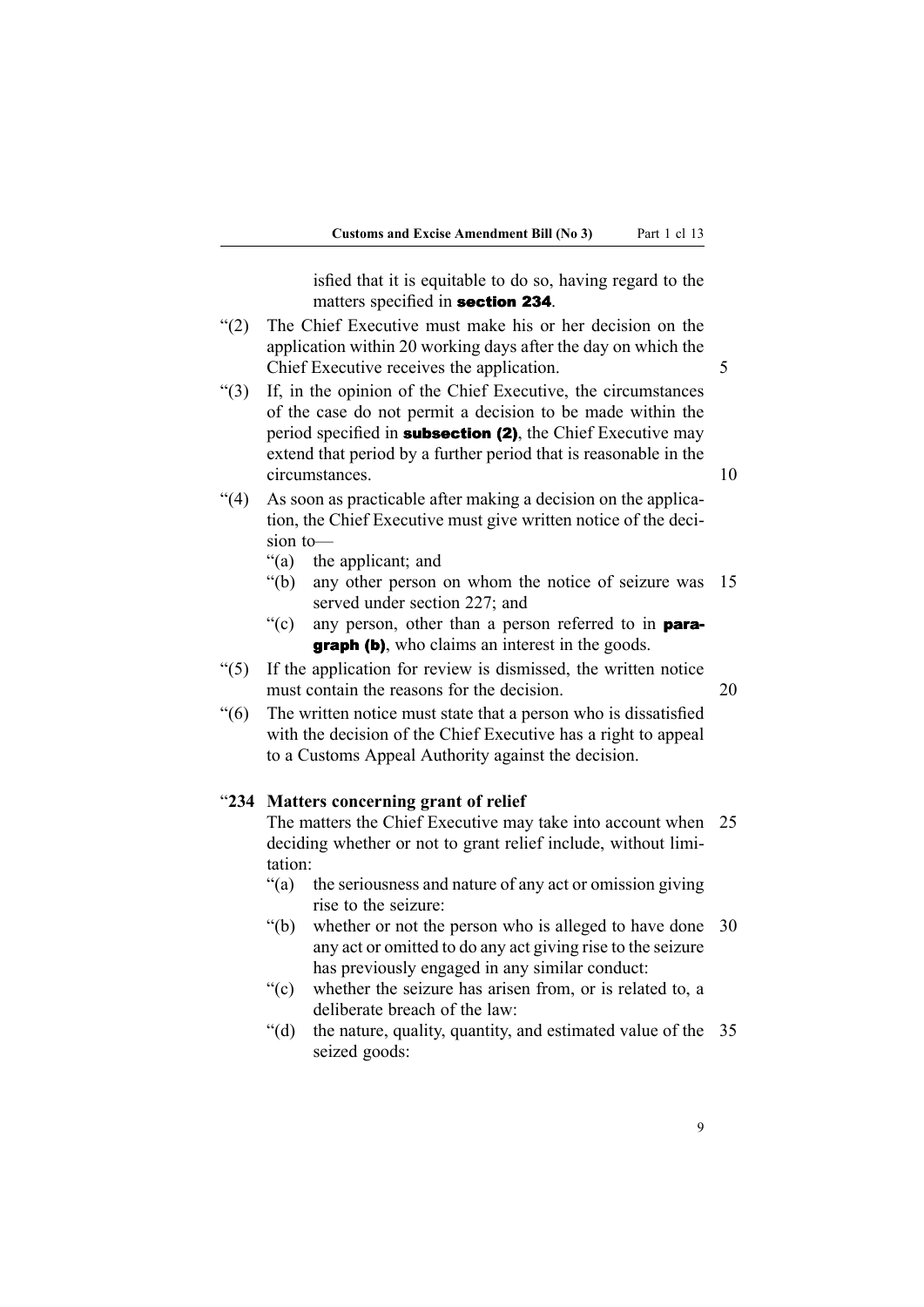isfied that it is equitable to do so, having regard to the matters specified in **section 234**.

"(2) The Chief Executive must make his or her decision on the application within 20 working days after the day on which the Chief Executive receives the application.

"(3) If, in the opinion of the Chief Executive, the circumstances of the case do not permit a decision to be made within the period specified in **subsection (2)**, the Chief Executive may extend that period by a further period that is reasonable in the circumstances.

"(4) As soon as practicable after making a decision on the application, the Chief Executive must give written notice of the decision to—

"(a) the applicant; and

"(b) any other person on whom the notice of seizure was served under section 227; and

"(c) any person, other than a person referred to in **paragraph (b)**, who claims an interest in the goods.

"(5) If the application for review is dismissed, the written notice must contain the reasons for the decision.

"(6) The written notice must state that a person who is dissatisfied with the decision of the Chief Executive has a right to appeal to a Customs Appeal Authority against the decision.

### "234 Matters concerning grant of relief

The matters the Chief Executive may take into account when deciding whether or not to grant relief include, without limitation:

"(a) the seriousness and nature of any act or omission giving rise to the seizure:

"(b) whether or not the person who is alleged to have done any act or omitted to do any act giving rise to the seizure has previously engaged in any similar conduct:

"(c) whether the seizure has arisen from, or is related to, a deliberate breach of the law:

"(d) the nature, quality, quantity, and estimated value of the seized goods: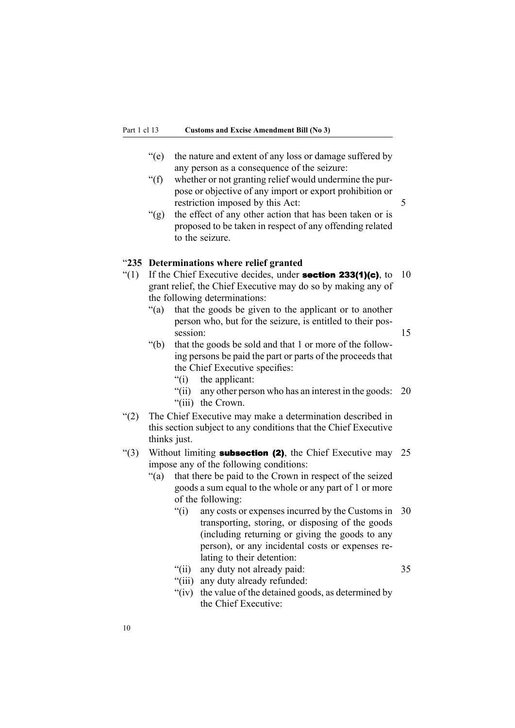"(e) the nature and extent of any loss or damage suffered by any person as a consequence of the seizure:

"(f) whether or not granting relief would undermine the purpose or objective of any import or export prohibition or restriction imposed by this Act:

"(g) the effect of any other action that has been taken or is proposed to be taken in respect of any offending related to the seizure.

### "235 Determinations where relief granted

"(1) If the Chief Executive decides, under **section 233(1)(c)**, to grant relief, the Chief Executive may do so by making any of the following determinations:

- "(a) that the goods be given to the applicant or to another person who, but for the seizure, is entitled to their possession:
- "(b) that the goods be sold and that 1 or more of the following persons be paid the part or parts of the proceeds that the Chief Executive specifies:
  - "(i) the applicant:
  - "(ii) any other person who has an interest in the goods:
  - "(iii) the Crown.

"(2) The Chief Executive may make a determination described in this section subject to any conditions that the Chief Executive thinks just.

"(3) Without limiting **subsection (2)**, the Chief Executive may impose any of the following conditions:

- "(a) that there be paid to the Crown in respect of the seized goods a sum equal to the whole or any part of 1 or more of the following:
  - "(i) any costs or expenses incurred by the Customs in transporting, storing, or disposing of the goods (including returning or giving the goods to any person), or any incidental costs or expenses relating to their detention:
  - "(ii) any duty not already paid:
  - "(iii) any duty already refunded:
  - "(iv) the value of the detained goods, as determined by the Chief Executive: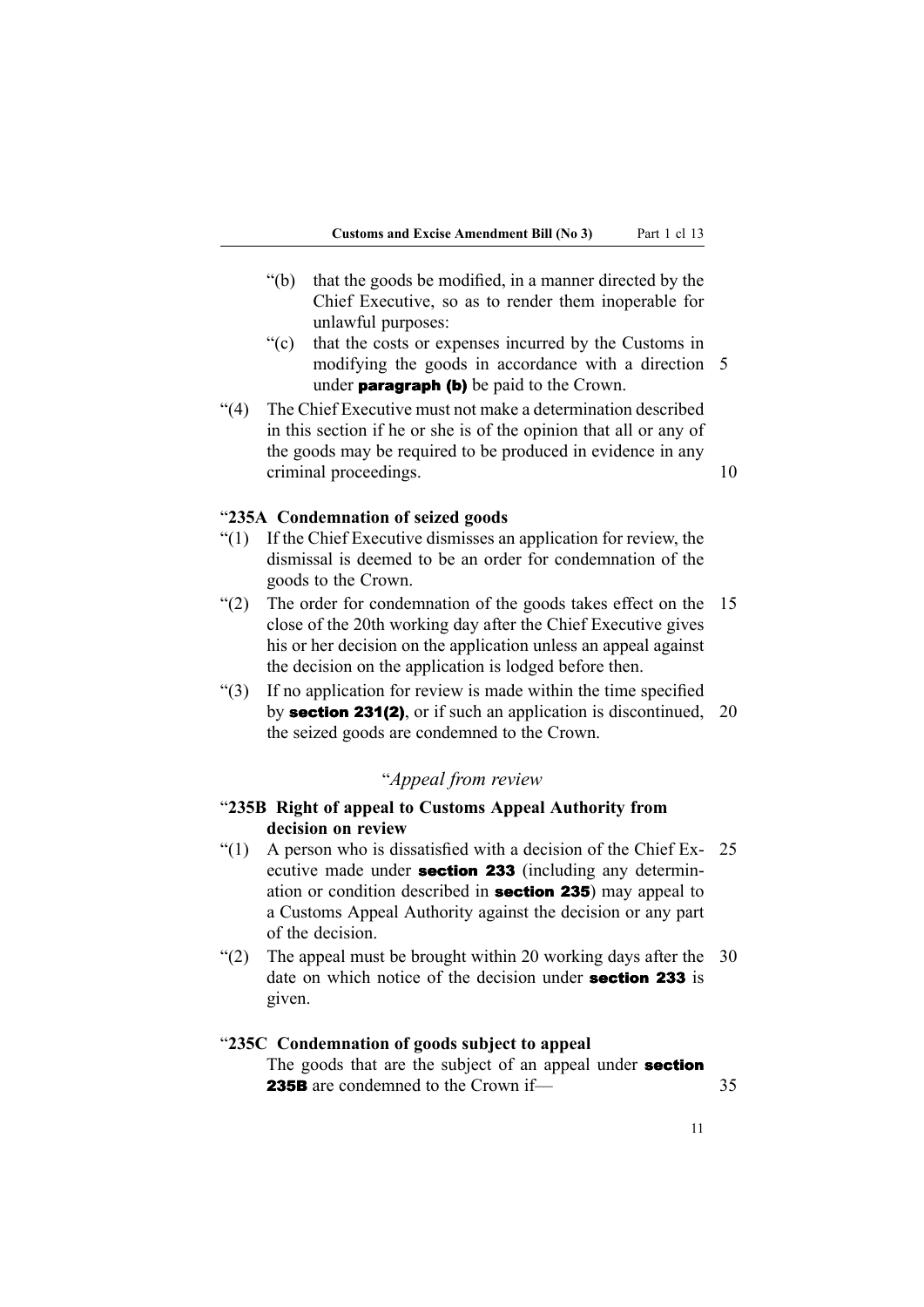"(b) that the goods be modified, in a manner directed by the Chief Executive, so as to render them inoperable for unlawful purposes:

"(c) that the costs or expenses incurred by the Customs in modifying the goods in accordance with a direction under **paragraph (b)** be paid to the Crown.

"(4) The Chief Executive must not make a determination described in this section if he or she is of the opinion that all or any of the goods may be required to be produced in evidence in any criminal proceedings.

### "235A Condemnation of seized goods

"(1) If the Chief Executive dismisses an application for review, the dismissal is deemed to be an order for condemnation of the goods to the Crown.

"(2) The order for condemnation of the goods takes effect on the close of the 20th working day after the Chief Executive gives his or her decision on the application unless an appeal against the decision on the application is lodged before then.

"(3) If no application for review is made within the time specified by **section 231(2)**, or if such an application is discontinued, the seized goods are condemned to the Crown.

## "*Appeal from review*

### "235B Right of appeal to Customs Appeal Authority from decision on review

"(1) A person who is dissatisfied with a decision of the Chief Executive made under **section 233** (including any determination or condition described in **section 235**) may appeal to a Customs Appeal Authority against the decision or any part of the decision.

"(2) The appeal must be brought within 20 working days after the date on which notice of the decision under **section 233** is given.

### "235C Condemnation of goods subject to appeal

The goods that are the subject of an appeal under **section 235B** are condemned to the Crown if—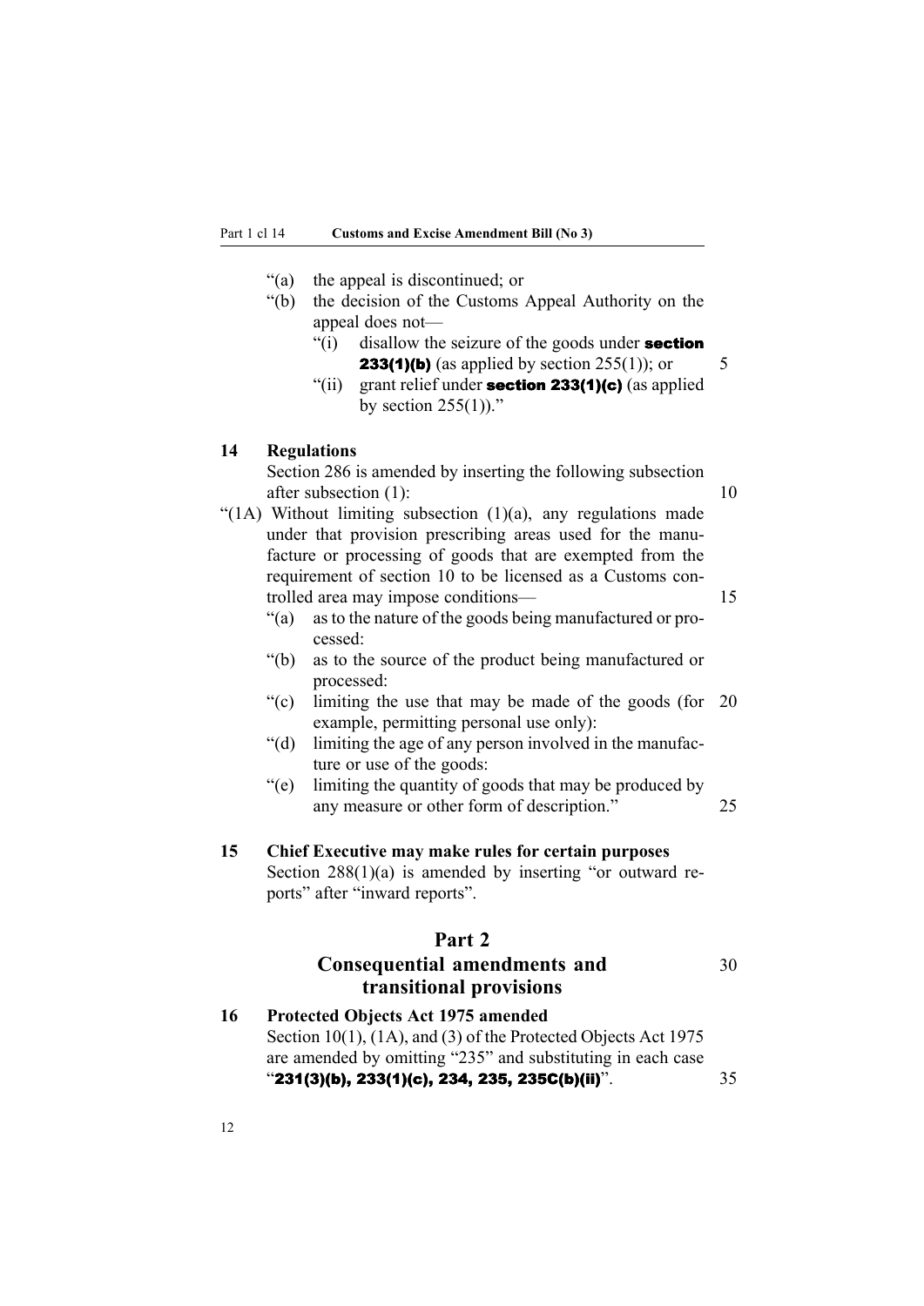"(a) the appeal is discontinued; or

"(b) the decision of the Customs Appeal Authority on the appeal does not—

"(i) disallow the seizure of the goods under **section 233(1)(b)** (as applied by section 255(1)); or

"(ii) grant relief under **section 233(1)(c)** (as applied by section 255(1))."

**14 Regulations**

Section 286 is amended by inserting the following subsection after subsection (1):

"(1A) Without limiting subsection (1)(a), any regulations made under that provision prescribing areas used for the manufacture or processing of goods that are exempted from the requirement of section 10 to be licensed as a Customs controlled area may impose conditions—

"(a) as to the nature of the goods being manufactured or processed:

"(b) as to the source of the product being manufactured or processed:

"(c) limiting the use that may be made of the goods (for example, permitting personal use only):

"(d) limiting the age of any person involved in the manufacture or use of the goods:

"(e) limiting the quantity of goods that may be produced by any measure or other form of description."

**15 Chief Executive may make rules for certain purposes**

Section 288(1)(a) is amended by inserting "or outward reports" after "inward reports".

## Part 2
## Consequential amendments and transitional provisions

**16 Protected Objects Act 1975 amended**

Section 10(1), (1A), and (3) of the Protected Objects Act 1975 are amended by omitting "235" and substituting in each case "**231(3)(b), 233(1)(c), 234, 235, 235C(b)(ii)**".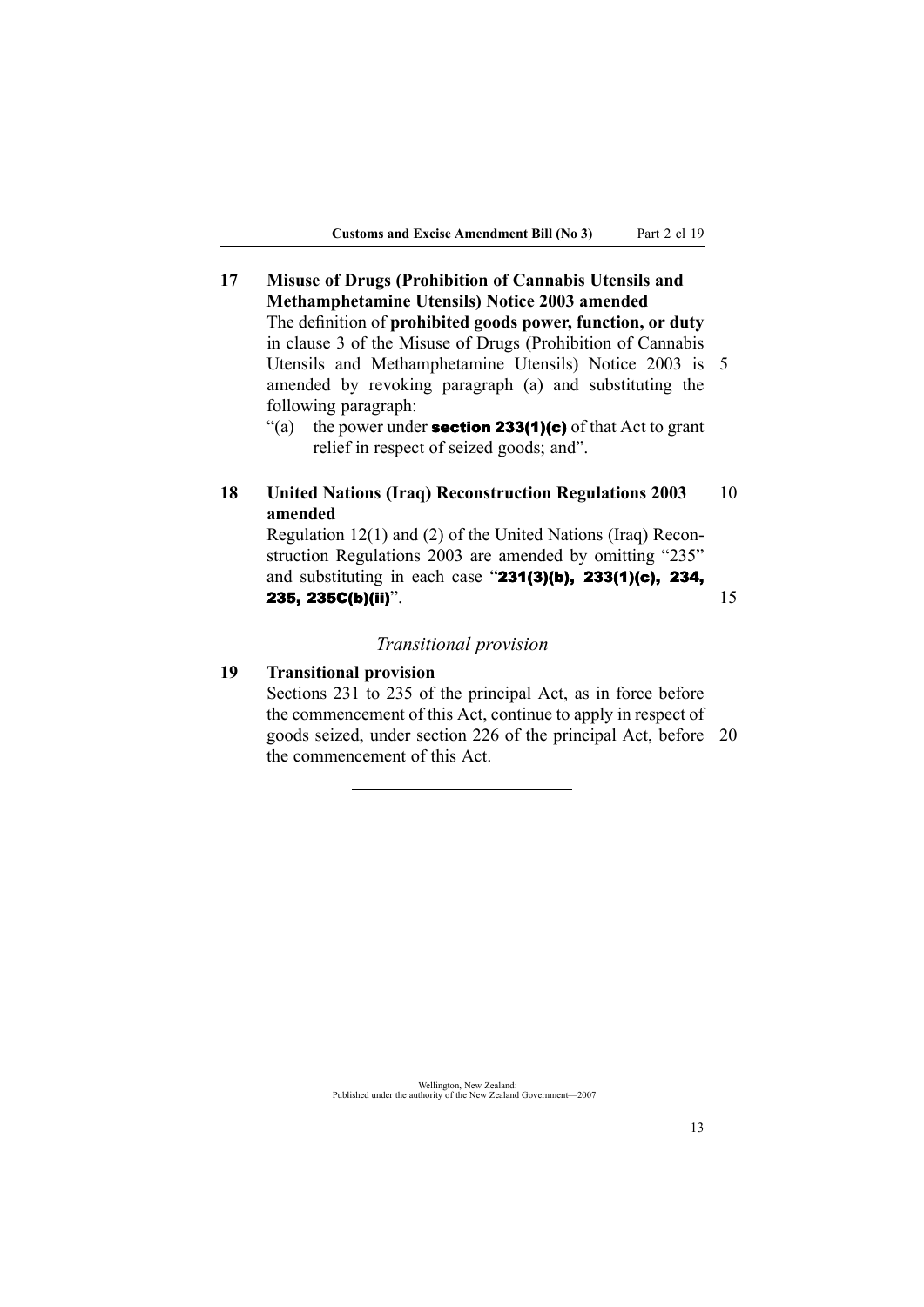**17 Misuse of Drugs (Prohibition of Cannabis Utensils and Methamphetamine Utensils) Notice 2003 amended**

The definition of **prohibited goods power, function, or duty** in clause 3 of the Misuse of Drugs (Prohibition of Cannabis Utensils and Methamphetamine Utensils) Notice 2003 is amended by revoking paragraph (a) and substituting the following paragraph:

"(a) the power under **section 233(1)(c)** of that Act to grant relief in respect of seized goods; and".

**18 United Nations (Iraq) Reconstruction Regulations 2003 amended**

Regulation 12(1) and (2) of the United Nations (Iraq) Reconstruction Regulations 2003 are amended by omitting "235" and substituting in each case "**231(3)(b), 233(1)(c), 234, 235, 235C(b)(ii)**".

*Transitional provision*

**19 Transitional provision**

Sections 231 to 235 of the principal Act, as in force before the commencement of this Act, continue to apply in respect of goods seized, under section 226 of the principal Act, before the commencement of this Act.

Wellington, New Zealand:
Published under the authority of the New Zealand Government—2007